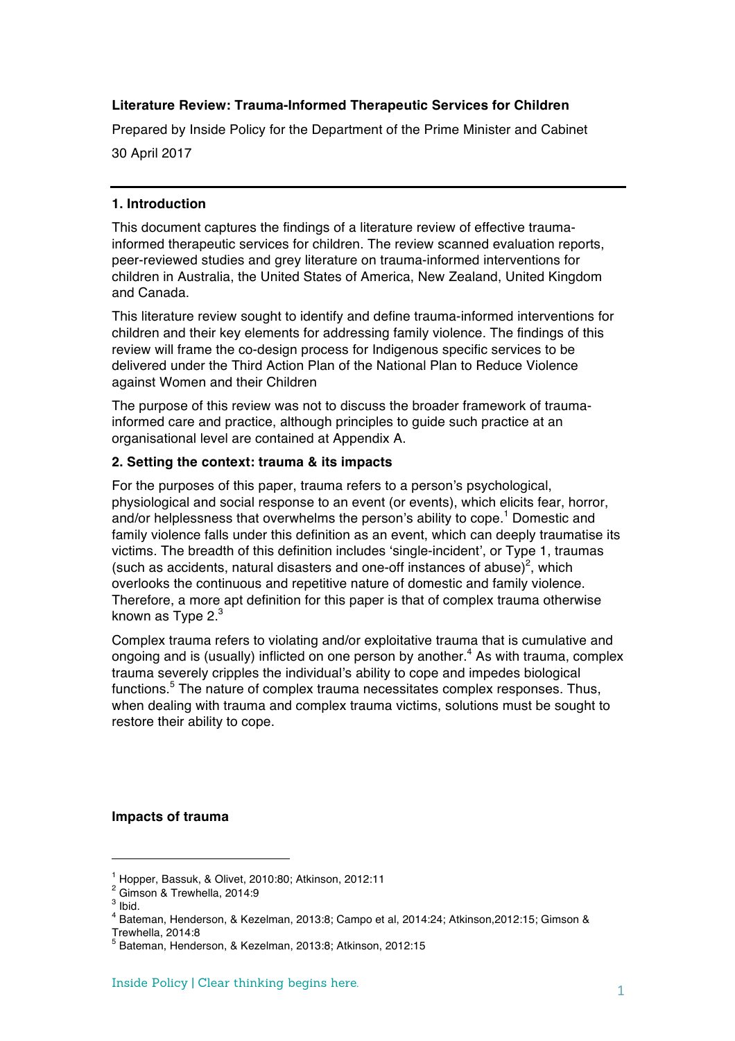**Literature Review: Trauma-Informed Therapeutic Services for Children**

Prepared by Inside Policy for the Department of the Prime Minister and Cabinet

30 April 2017

---

## 1. Introduction

This document captures the findings of a literature review of effective trauma-informed therapeutic services for children. The review scanned evaluation reports, peer-reviewed studies and grey literature on trauma-informed interventions for children in Australia, the United States of America, New Zealand, United Kingdom and Canada.

This literature review sought to identify and define trauma-informed interventions for children and their key elements for addressing family violence. The findings of this review will frame the co-design process for Indigenous specific services to be delivered under the Third Action Plan of the National Plan to Reduce Violence against Women and their Children

The purpose of this review was not to discuss the broader framework of trauma-informed care and practice, although principles to guide such practice at an organisational level are contained at Appendix A.

## 2. Setting the context: trauma & its impacts

For the purposes of this paper, trauma refers to a person's psychological, physiological and social response to an event (or events), which elicits fear, horror, and/or helplessness that overwhelms the person's ability to cope.[1] Domestic and family violence falls under this definition as an event, which can deeply traumatise its victims. The breadth of this definition includes 'single-incident', or Type 1, traumas (such as accidents, natural disasters and one-off instances of abuse)[2], which overlooks the continuous and repetitive nature of domestic and family violence. Therefore, a more apt definition for this paper is that of complex trauma otherwise known as Type 2.[3]

Complex trauma refers to violating and/or exploitative trauma that is cumulative and ongoing and is (usually) inflicted on one person by another.[4] As with trauma, complex trauma severely cripples the individual's ability to cope and impedes biological functions.[5] The nature of complex trauma necessitates complex responses. Thus, when dealing with trauma and complex trauma victims, solutions must be sought to restore their ability to cope.

**Impacts of trauma**

---

[1] Hopper, Bassuk, & Olivet, 2010:80; Atkinson, 2012:11

[2] Gimson & Trewhella, 2014:9

[3] Ibid.

[4] Bateman, Henderson, & Kezelman, 2013:8; Campo et al, 2014:24; Atkinson,2012:15; Gimson & Trewhella, 2014:8

[5] Bateman, Henderson, & Kezelman, 2013:8; Atkinson, 2012:15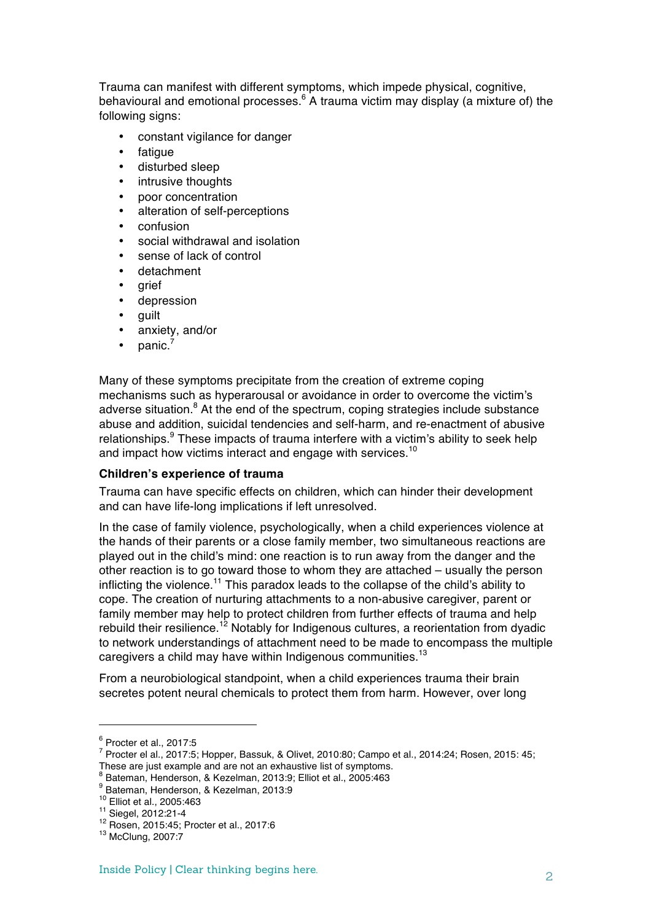Trauma can manifest with different symptoms, which impede physical, cognitive, behavioural and emotional processes.[6] A trauma victim may display (a mixture of) the following signs:

- constant vigilance for danger
- fatigue
- disturbed sleep
- intrusive thoughts
- poor concentration
- alteration of self-perceptions
- confusion
- social withdrawal and isolation
- sense of lack of control
- detachment
- grief
- depression
- guilt
- anxiety, and/or
- panic.[7]

Many of these symptoms precipitate from the creation of extreme coping mechanisms such as hyperarousal or avoidance in order to overcome the victim's adverse situation.[8] At the end of the spectrum, coping strategies include substance abuse and addition, suicidal tendencies and self-harm, and re-enactment of abusive relationships.[9] These impacts of trauma interfere with a victim's ability to seek help and impact how victims interact and engage with services.[10]

**Children's experience of trauma**

Trauma can have specific effects on children, which can hinder their development and can have life-long implications if left unresolved.

In the case of family violence, psychologically, when a child experiences violence at the hands of their parents or a close family member, two simultaneous reactions are played out in the child's mind: one reaction is to run away from the danger and the other reaction is to go toward those to whom they are attached – usually the person inflicting the violence.[11] This paradox leads to the collapse of the child's ability to cope. The creation of nurturing attachments to a non-abusive caregiver, parent or family member may help to protect children from further effects of trauma and help rebuild their resilience.[12] Notably for Indigenous cultures, a reorientation from dyadic to network understandings of attachment need to be made to encompass the multiple caregivers a child may have within Indigenous communities.[13]

From a neurobiological standpoint, when a child experiences trauma their brain secretes potent neural chemicals to protect them from harm. However, over long

---

[6] Procter et al., 2017:5

[7] Procter el al., 2017:5; Hopper, Bassuk, & Olivet, 2010:80; Campo et al., 2014:24; Rosen, 2015: 45; These are just example and are not an exhaustive list of symptoms.

[8] Bateman, Henderson, & Kezelman, 2013:9; Elliot et al., 2005:463

[9] Bateman, Henderson, & Kezelman, 2013:9

[10] Elliot et al., 2005:463

[11] Siegel, 2012:21-4

[12] Rosen, 2015:45; Procter et al., 2017:6

[13] McClung, 2007:7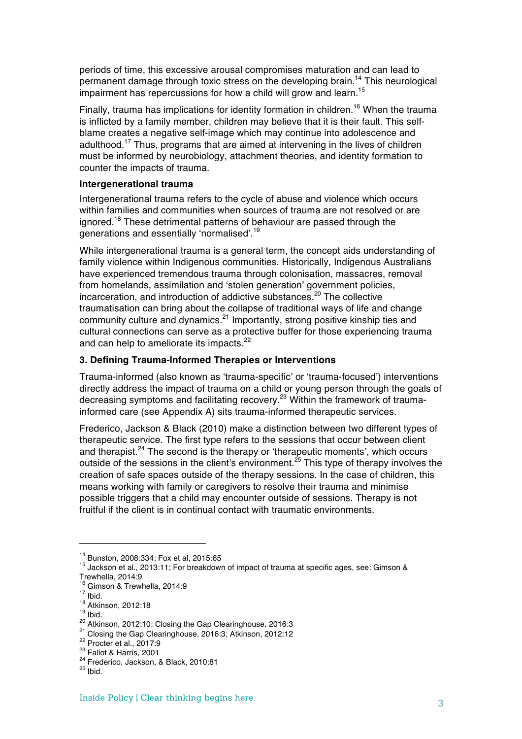periods of time, this excessive arousal compromises maturation and can lead to permanent damage through toxic stress on the developing brain.[14] This neurological impairment has repercussions for how a child will grow and learn.[15]

Finally, trauma has implications for identity formation in children.[16] When the trauma is inflicted by a family member, children may believe that it is their fault. This self-blame creates a negative self-image which may continue into adolescence and adulthood.[17] Thus, programs that are aimed at intervening in the lives of children must be informed by neurobiology, attachment theories, and identity formation to counter the impacts of trauma.

**Intergenerational trauma**

Intergenerational trauma refers to the cycle of abuse and violence which occurs within families and communities when sources of trauma are not resolved or are ignored.[18] These detrimental patterns of behaviour are passed through the generations and essentially 'normalised'.[19]

While intergenerational trauma is a general term, the concept aids understanding of family violence within Indigenous communities. Historically, Indigenous Australians have experienced tremendous trauma through colonisation, massacres, removal from homelands, assimilation and 'stolen generation' government policies, incarceration, and introduction of addictive substances.[20] The collective traumatisation can bring about the collapse of traditional ways of life and change community culture and dynamics.[21] Importantly, strong positive kinship ties and cultural connections can serve as a protective buffer for those experiencing trauma and can help to ameliorate its impacts.[22]

## 3. Defining Trauma-Informed Therapies or Interventions

Trauma-informed (also known as 'trauma-specific' or 'trauma-focused') interventions directly address the impact of trauma on a child or young person through the goals of decreasing symptoms and facilitating recovery.[23] Within the framework of trauma-informed care (see Appendix A) sits trauma-informed therapeutic services.

Frederico, Jackson & Black (2010) make a distinction between two different types of therapeutic service. The first type refers to the sessions that occur between client and therapist.[24] The second is the therapy or 'therapeutic moments', which occurs outside of the sessions in the client's environment.[25] This type of therapy involves the creation of safe spaces outside of the therapy sessions. In the case of children, this means working with family or caregivers to resolve their trauma and minimise possible triggers that a child may encounter outside of sessions. Therapy is not fruitful if the client is in continual contact with traumatic environments.

---

[14] Bunston, 2008:334; Fox et al, 2015:65

[15] Jackson et al., 2013:11; For breakdown of impact of trauma at specific ages, see: Gimson & Trewhella, 2014:9

[16] Gimson & Trewhella, 2014:9

[17] Ibid.

[18] Atkinson, 2012:18

[19] Ibid.

[20] Atkinson, 2012:10; Closing the Gap Clearinghouse, 2016:3

[21] Closing the Gap Clearinghouse, 2016:3; Atkinson, 2012:12

[22] Procter et al., 2017:9

[23] Fallot & Harris, 2001

[24] Frederico, Jackson, & Black, 2010:81

[25] Ibid.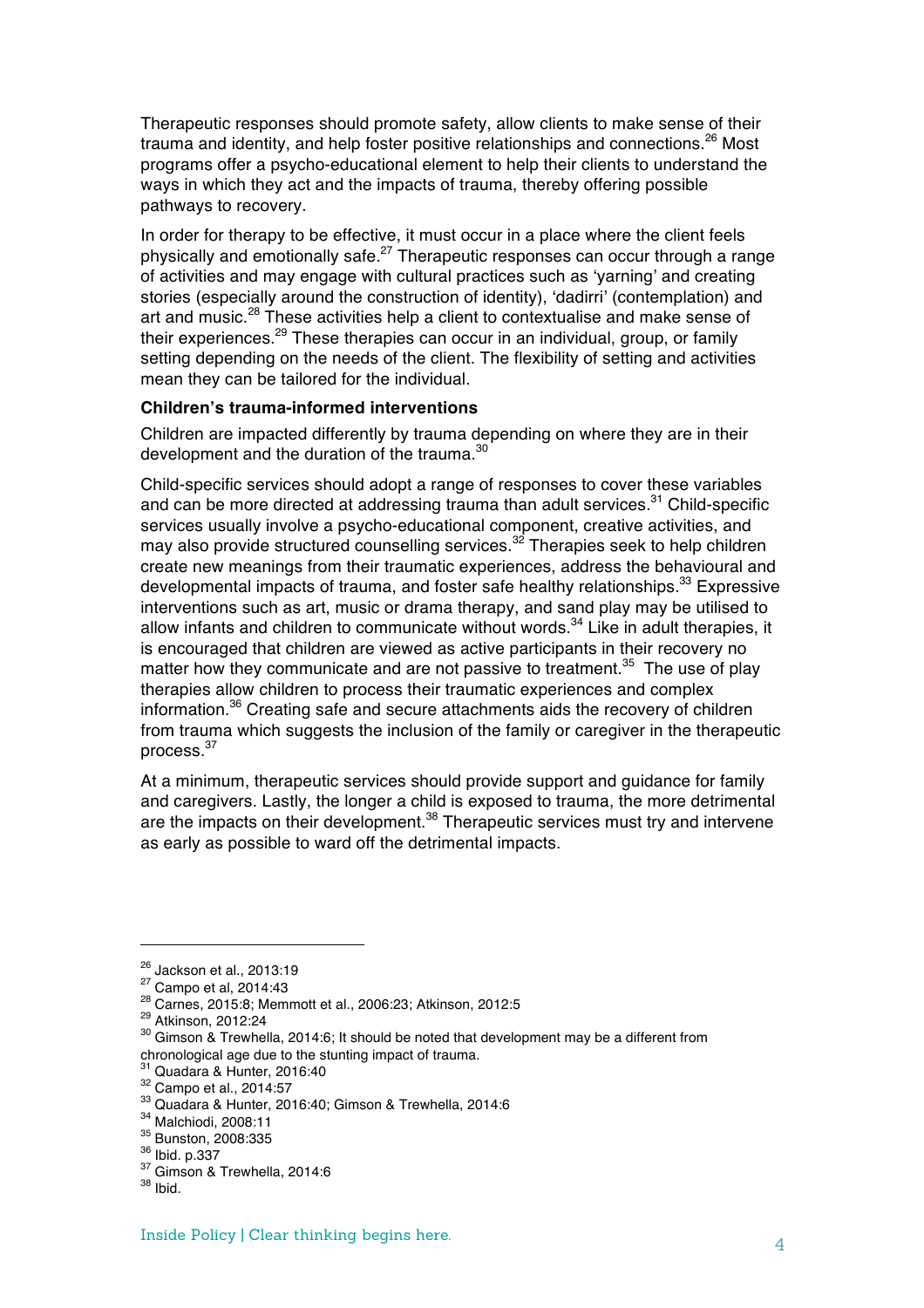Therapeutic responses should promote safety, allow clients to make sense of their trauma and identity, and help foster positive relationships and connections.[26] Most programs offer a psycho-educational element to help their clients to understand the ways in which they act and the impacts of trauma, thereby offering possible pathways to recovery.

In order for therapy to be effective, it must occur in a place where the client feels physically and emotionally safe.[27] Therapeutic responses can occur through a range of activities and may engage with cultural practices such as 'yarning' and creating stories (especially around the construction of identity), 'dadirri' (contemplation) and art and music.[28] These activities help a client to contextualise and make sense of their experiences.[29] These therapies can occur in an individual, group, or family setting depending on the needs of the client. The flexibility of setting and activities mean they can be tailored for the individual.

**Children's trauma-informed interventions**

Children are impacted differently by trauma depending on where they are in their development and the duration of the trauma.[30]

Child-specific services should adopt a range of responses to cover these variables and can be more directed at addressing trauma than adult services.[31] Child-specific services usually involve a psycho-educational component, creative activities, and may also provide structured counselling services.[32] Therapies seek to help children create new meanings from their traumatic experiences, address the behavioural and developmental impacts of trauma, and foster safe healthy relationships.[33] Expressive interventions such as art, music or drama therapy, and sand play may be utilised to allow infants and children to communicate without words.[34] Like in adult therapies, it is encouraged that children are viewed as active participants in their recovery no matter how they communicate and are not passive to treatment.[35] The use of play therapies allow children to process their traumatic experiences and complex information.[36] Creating safe and secure attachments aids the recovery of children from trauma which suggests the inclusion of the family or caregiver in the therapeutic process.[37]

At a minimum, therapeutic services should provide support and guidance for family and caregivers. Lastly, the longer a child is exposed to trauma, the more detrimental are the impacts on their development.[38] Therapeutic services must try and intervene as early as possible to ward off the detrimental impacts.

---

[26] Jackson et al., 2013:19
[27] Campo et al, 2014:43
[28] Carnes, 2015:8; Memmott et al., 2006:23; Atkinson, 2012:5
[29] Atkinson, 2012:24
[30] Gimson & Trewhella, 2014:6; It should be noted that development may be a different from chronological age due to the stunting impact of trauma.
[31] Quadara & Hunter, 2016:40
[32] Campo et al., 2014:57
[33] Quadara & Hunter, 2016:40; Gimson & Trewhella, 2014:6
[34] Malchiodi, 2008:11
[35] Bunston, 2008:335
[36] Ibid. p.337
[37] Gimson & Trewhella, 2014:6
[38] Ibid.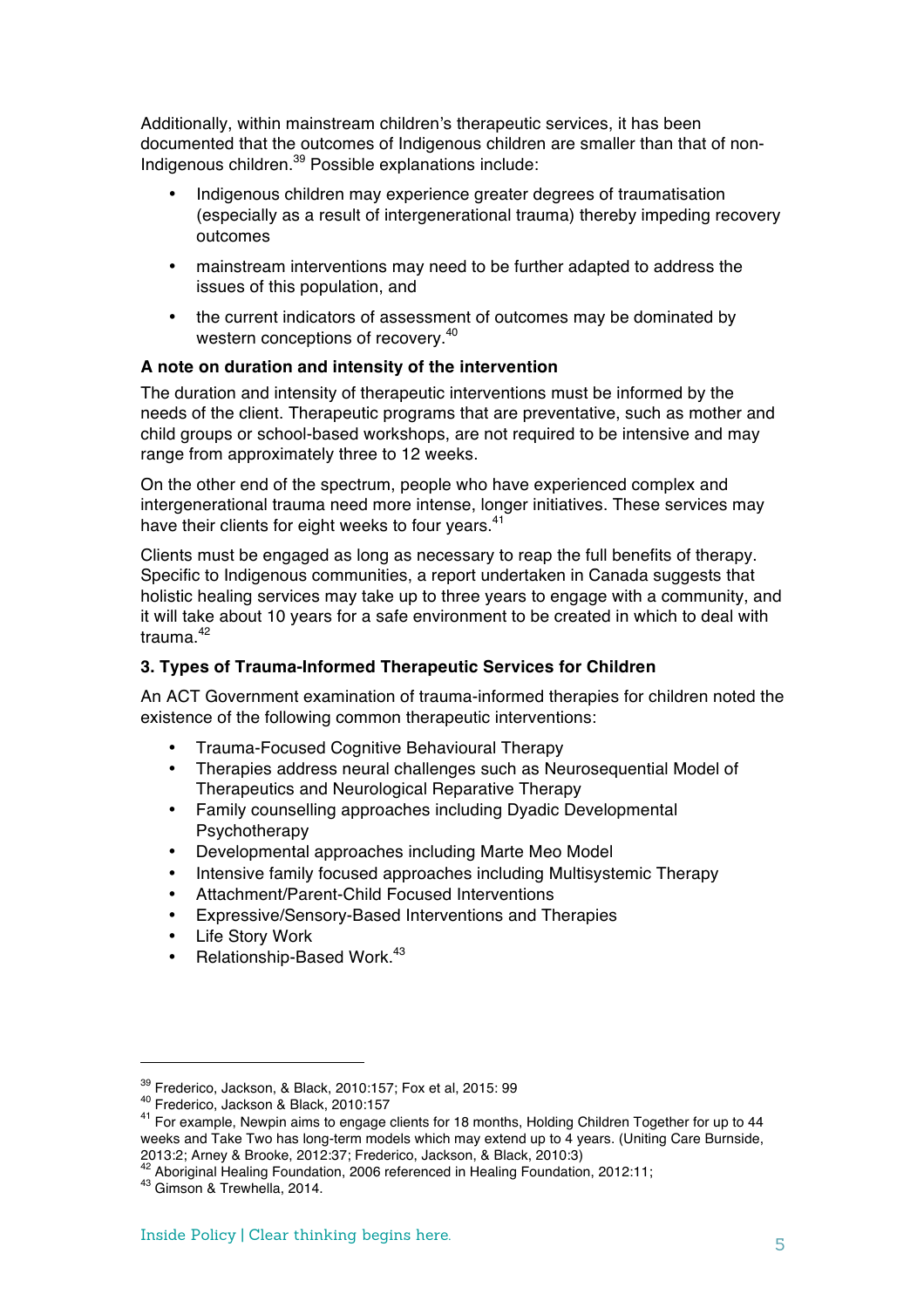Additionally, within mainstream children's therapeutic services, it has been documented that the outcomes of Indigenous children are smaller than that of non-Indigenous children.[39] Possible explanations include:

- Indigenous children may experience greater degrees of traumatisation (especially as a result of intergenerational trauma) thereby impeding recovery outcomes
- mainstream interventions may need to be further adapted to address the issues of this population, and
- the current indicators of assessment of outcomes may be dominated by western conceptions of recovery.[40]

**A note on duration and intensity of the intervention**

The duration and intensity of therapeutic interventions must be informed by the needs of the client. Therapeutic programs that are preventative, such as mother and child groups or school-based workshops, are not required to be intensive and may range from approximately three to 12 weeks.

On the other end of the spectrum, people who have experienced complex and intergenerational trauma need more intense, longer initiatives. These services may have their clients for eight weeks to four years.[41]

Clients must be engaged as long as necessary to reap the full benefits of therapy. Specific to Indigenous communities, a report undertaken in Canada suggests that holistic healing services may take up to three years to engage with a community, and it will take about 10 years for a safe environment to be created in which to deal with trauma.[42]

### 3. Types of Trauma-Informed Therapeutic Services for Children

An ACT Government examination of trauma-informed therapies for children noted the existence of the following common therapeutic interventions:

- Trauma-Focused Cognitive Behavioural Therapy
- Therapies address neural challenges such as Neurosequential Model of Therapeutics and Neurological Reparative Therapy
- Family counselling approaches including Dyadic Developmental Psychotherapy
- Developmental approaches including Marte Meo Model
- Intensive family focused approaches including Multisystemic Therapy
- Attachment/Parent-Child Focused Interventions
- Expressive/Sensory-Based Interventions and Therapies
- Life Story Work
- Relationship-Based Work.[43]

---

[39] Frederico, Jackson, & Black, 2010:157; Fox et al, 2015: 99

[40] Frederico, Jackson & Black, 2010:157

[41] For example, Newpin aims to engage clients for 18 months, Holding Children Together for up to 44 weeks and Take Two has long-term models which may extend up to 4 years. (Uniting Care Burnside, 2013:2; Arney & Brooke, 2012:37; Frederico, Jackson, & Black, 2010:3)

[42] Aboriginal Healing Foundation, 2006 referenced in Healing Foundation, 2012:11;

[43] Gimson & Trewhella, 2014.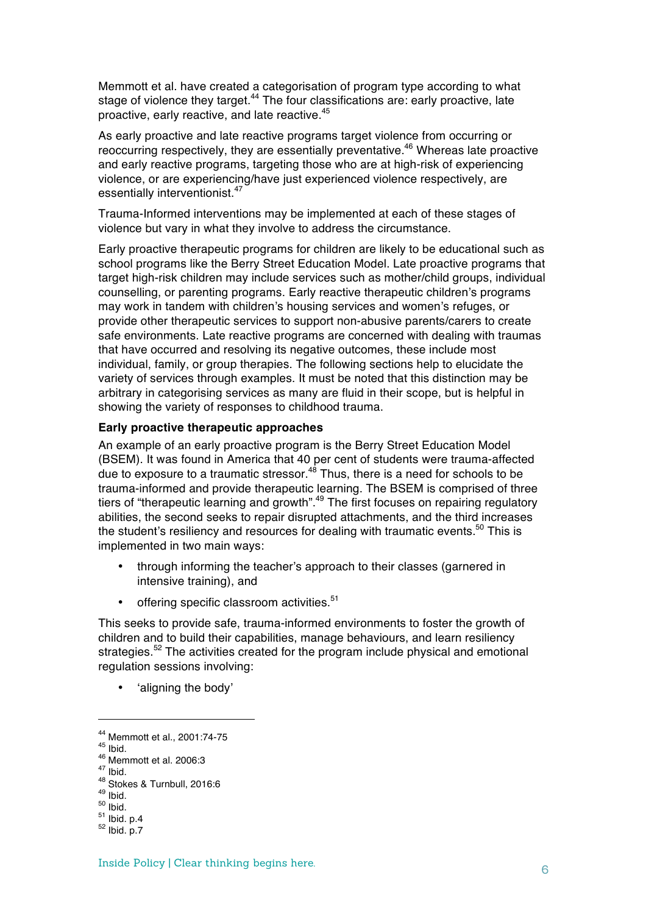Memmott et al. have created a categorisation of program type according to what stage of violence they target.[44] The four classifications are: early proactive, late proactive, early reactive, and late reactive.[45]

As early proactive and late reactive programs target violence from occurring or reoccurring respectively, they are essentially preventative.[46] Whereas late proactive and early reactive programs, targeting those who are at high-risk of experiencing violence, or are experiencing/have just experienced violence respectively, are essentially interventionist.[47]

Trauma-Informed interventions may be implemented at each of these stages of violence but vary in what they involve to address the circumstance.

Early proactive therapeutic programs for children are likely to be educational such as school programs like the Berry Street Education Model. Late proactive programs that target high-risk children may include services such as mother/child groups, individual counselling, or parenting programs. Early reactive therapeutic children's programs may work in tandem with children's housing services and women's refuges, or provide other therapeutic services to support non-abusive parents/carers to create safe environments. Late reactive programs are concerned with dealing with traumas that have occurred and resolving its negative outcomes, these include most individual, family, or group therapies. The following sections help to elucidate the variety of services through examples. It must be noted that this distinction may be arbitrary in categorising services as many are fluid in their scope, but is helpful in showing the variety of responses to childhood trauma.

**Early proactive therapeutic approaches**

An example of an early proactive program is the Berry Street Education Model (BSEM). It was found in America that 40 per cent of students were trauma-affected due to exposure to a traumatic stressor.[48] Thus, there is a need for schools to be trauma-informed and provide therapeutic learning. The BSEM is comprised of three tiers of "therapeutic learning and growth".[49] The first focuses on repairing regulatory abilities, the second seeks to repair disrupted attachments, and the third increases the student's resiliency and resources for dealing with traumatic events.[50] This is implemented in two main ways:

- through informing the teacher's approach to their classes (garnered in intensive training), and
- offering specific classroom activities.[51]

This seeks to provide safe, trauma-informed environments to foster the growth of children and to build their capabilities, manage behaviours, and learn resiliency strategies.[52] The activities created for the program include physical and emotional regulation sessions involving:

- 'aligning the body'

---

[44] Memmott et al., 2001:74-75
[45] Ibid.
[46] Memmott et al. 2006:3
[47] Ibid.
[48] Stokes & Turnbull, 2016:6
[49] Ibid.
[50] Ibid.
[51] Ibid. p.4
[52] Ibid. p.7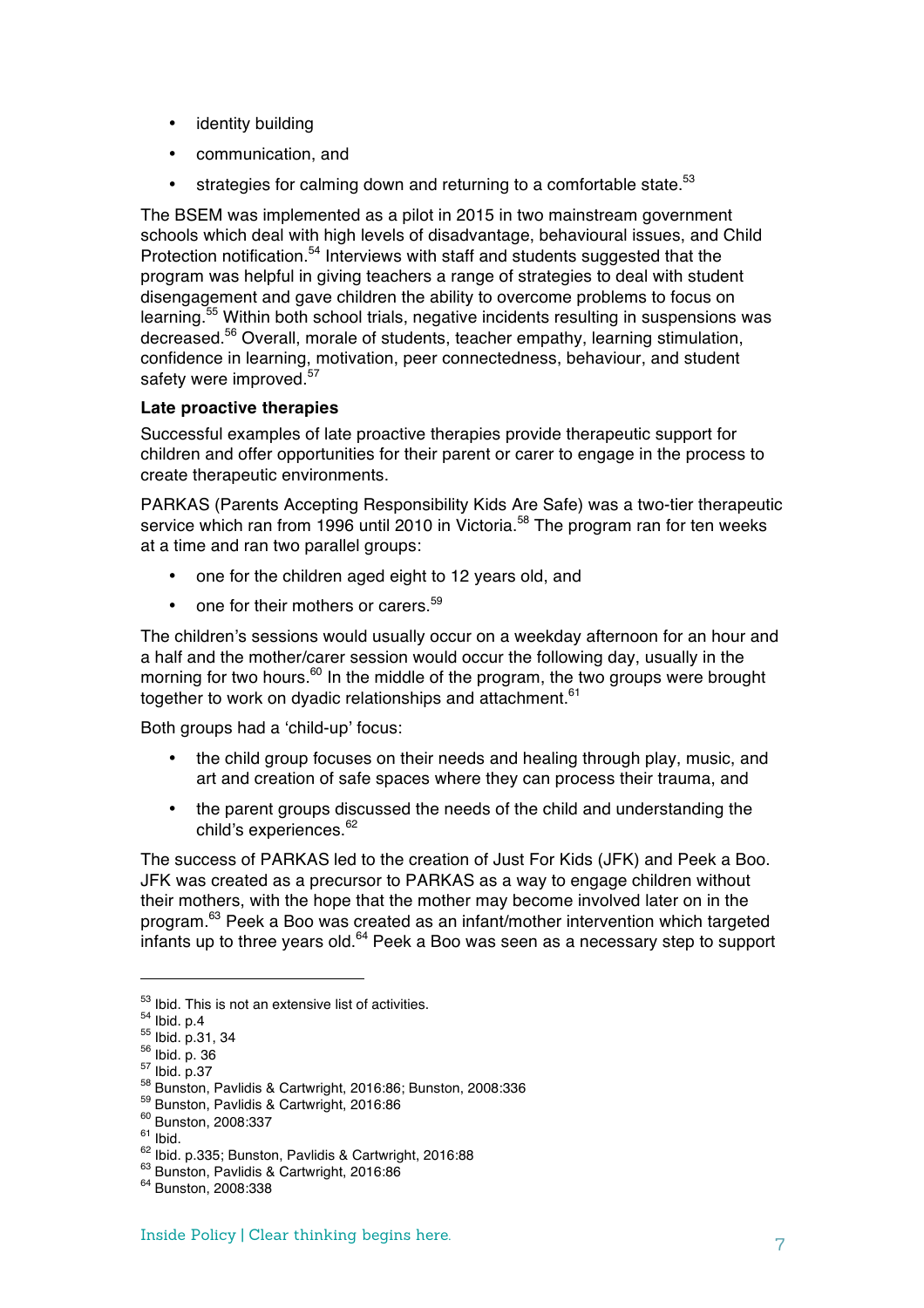- identity building
- communication, and
- strategies for calming down and returning to a comfortable state.[53]

The BSEM was implemented as a pilot in 2015 in two mainstream government schools which deal with high levels of disadvantage, behavioural issues, and Child Protection notification.[54] Interviews with staff and students suggested that the program was helpful in giving teachers a range of strategies to deal with student disengagement and gave children the ability to overcome problems to focus on learning.[55] Within both school trials, negative incidents resulting in suspensions was decreased.[56] Overall, morale of students, teacher empathy, learning stimulation, confidence in learning, motivation, peer connectedness, behaviour, and student safety were improved.[57]

**Late proactive therapies**

Successful examples of late proactive therapies provide therapeutic support for children and offer opportunities for their parent or carer to engage in the process to create therapeutic environments.

PARKAS (Parents Accepting Responsibility Kids Are Safe) was a two-tier therapeutic service which ran from 1996 until 2010 in Victoria.[58] The program ran for ten weeks at a time and ran two parallel groups:

- one for the children aged eight to 12 years old, and
- one for their mothers or carers.[59]

The children's sessions would usually occur on a weekday afternoon for an hour and a half and the mother/carer session would occur the following day, usually in the morning for two hours.[60] In the middle of the program, the two groups were brought together to work on dyadic relationships and attachment.[61]

Both groups had a 'child-up' focus:

- the child group focuses on their needs and healing through play, music, and art and creation of safe spaces where they can process their trauma, and
- the parent groups discussed the needs of the child and understanding the child's experiences.[62]

The success of PARKAS led to the creation of Just For Kids (JFK) and Peek a Boo. JFK was created as a precursor to PARKAS as a way to engage children without their mothers, with the hope that the mother may become involved later on in the program.[63] Peek a Boo was created as an infant/mother intervention which targeted infants up to three years old.[64] Peek a Boo was seen as a necessary step to support

---

[53] Ibid. This is not an extensive list of activities.
[54] Ibid. p.4
[55] Ibid. p.31, 34
[56] Ibid. p. 36
[57] Ibid. p.37
[58] Bunston, Pavlidis & Cartwright, 2016:86; Bunston, 2008:336
[59] Bunston, Pavlidis & Cartwright, 2016:86
[60] Bunston, 2008:337
[61] Ibid.
[62] Ibid. p.335; Bunston, Pavlidis & Cartwright, 2016:88
[63] Bunston, Pavlidis & Cartwright, 2016:86
[64] Bunston, 2008:338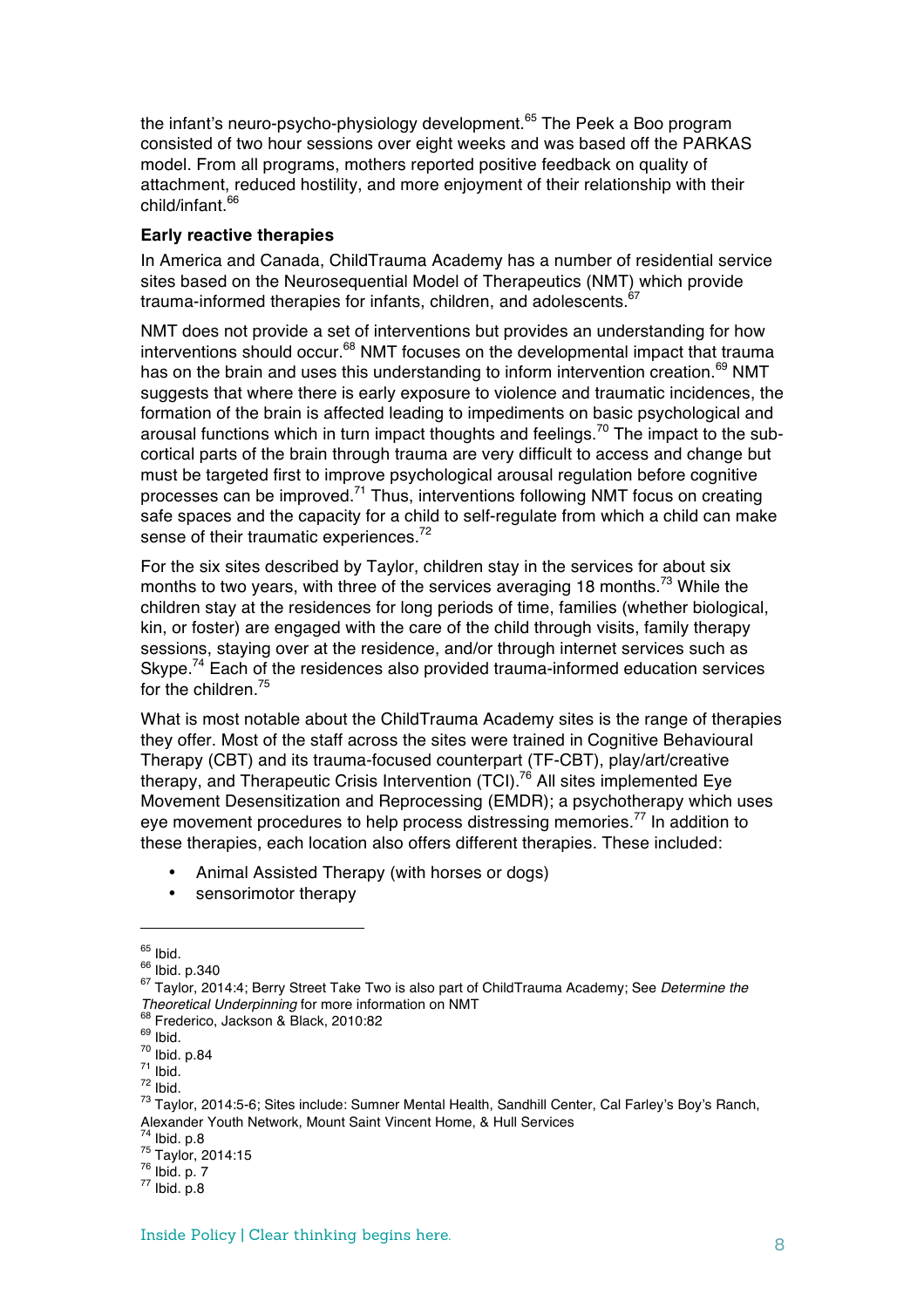the infant's neuro-psycho-physiology development.[65] The Peek a Boo program consisted of two hour sessions over eight weeks and was based off the PARKAS model. From all programs, mothers reported positive feedback on quality of attachment, reduced hostility, and more enjoyment of their relationship with their child/infant.[66]

**Early reactive therapies**

In America and Canada, ChildTrauma Academy has a number of residential service sites based on the Neurosequential Model of Therapeutics (NMT) which provide trauma-informed therapies for infants, children, and adolescents.[67]

NMT does not provide a set of interventions but provides an understanding for how interventions should occur.[68] NMT focuses on the developmental impact that trauma has on the brain and uses this understanding to inform intervention creation.[69] NMT suggests that where there is early exposure to violence and traumatic incidences, the formation of the brain is affected leading to impediments on basic psychological and arousal functions which in turn impact thoughts and feelings.[70] The impact to the sub-cortical parts of the brain through trauma are very difficult to access and change but must be targeted first to improve psychological arousal regulation before cognitive processes can be improved.[71] Thus, interventions following NMT focus on creating safe spaces and the capacity for a child to self-regulate from which a child can make sense of their traumatic experiences.[72]

For the six sites described by Taylor, children stay in the services for about six months to two years, with three of the services averaging 18 months.[73] While the children stay at the residences for long periods of time, families (whether biological, kin, or foster) are engaged with the care of the child through visits, family therapy sessions, staying over at the residence, and/or through internet services such as Skype.[74] Each of the residences also provided trauma-informed education services for the children.[75]

What is most notable about the ChildTrauma Academy sites is the range of therapies they offer. Most of the staff across the sites were trained in Cognitive Behavioural Therapy (CBT) and its trauma-focused counterpart (TF-CBT), play/art/creative therapy, and Therapeutic Crisis Intervention (TCI).[76] All sites implemented Eye Movement Desensitization and Reprocessing (EMDR); a psychotherapy which uses eye movement procedures to help process distressing memories.[77] In addition to these therapies, each location also offers different therapies. These included:

- Animal Assisted Therapy (with horses or dogs)
- sensorimotor therapy

---

[65] Ibid.
[66] Ibid. p.340
[67] Taylor, 2014:4; Berry Street Take Two is also part of ChildTrauma Academy; See *Determine the Theoretical Underpinning* for more information on NMT
[68] Frederico, Jackson & Black, 2010:82
[69] Ibid.
[70] Ibid. p.84
[71] Ibid.
[72] Ibid.
[73] Taylor, 2014:5-6; Sites include: Sumner Mental Health, Sandhill Center, Cal Farley's Boy's Ranch, Alexander Youth Network, Mount Saint Vincent Home, & Hull Services
[74] Ibid. p.8
[75] Taylor, 2014:15
[76] Ibid. p. 7
[77] Ibid. p.8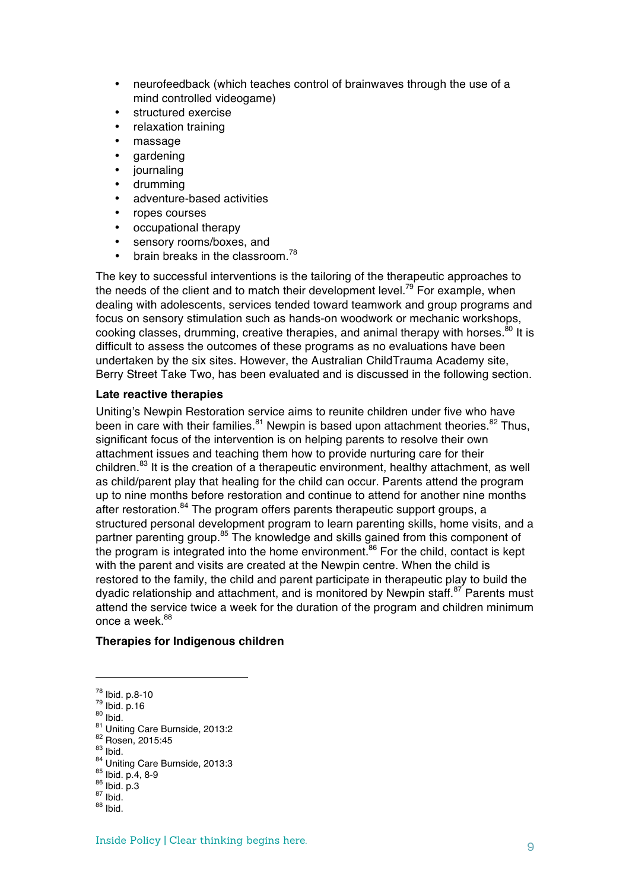- neurofeedback (which teaches control of brainwaves through the use of a mind controlled videogame)
- structured exercise
- relaxation training
- massage
- gardening
- journaling
- drumming
- adventure-based activities
- ropes courses
- occupational therapy
- sensory rooms/boxes, and
- brain breaks in the classroom.[78]

The key to successful interventions is the tailoring of the therapeutic approaches to the needs of the client and to match their development level.[79] For example, when dealing with adolescents, services tended toward teamwork and group programs and focus on sensory stimulation such as hands-on woodwork or mechanic workshops, cooking classes, drumming, creative therapies, and animal therapy with horses.[80] It is difficult to assess the outcomes of these programs as no evaluations have been undertaken by the six sites. However, the Australian ChildTrauma Academy site, Berry Street Take Two, has been evaluated and is discussed in the following section.

**Late reactive therapies**

Uniting's Newpin Restoration service aims to reunite children under five who have been in care with their families.[81] Newpin is based upon attachment theories.[82] Thus, significant focus of the intervention is on helping parents to resolve their own attachment issues and teaching them how to provide nurturing care for their children.[83] It is the creation of a therapeutic environment, healthy attachment, as well as child/parent play that healing for the child can occur. Parents attend the program up to nine months before restoration and continue to attend for another nine months after restoration.[84] The program offers parents therapeutic support groups, a structured personal development program to learn parenting skills, home visits, and a partner parenting group.[85] The knowledge and skills gained from this component of the program is integrated into the home environment.[86] For the child, contact is kept with the parent and visits are created at the Newpin centre. When the child is restored to the family, the child and parent participate in therapeutic play to build the dyadic relationship and attachment, and is monitored by Newpin staff.[87] Parents must attend the service twice a week for the duration of the program and children minimum once a week.[88]

**Therapies for Indigenous children**

---

[78] Ibid. p.8-10
[79] Ibid. p.16
[80] Ibid.
[81] Uniting Care Burnside, 2013:2
[82] Rosen, 2015:45
[83] Ibid.
[84] Uniting Care Burnside, 2013:3
[85] Ibid. p.4, 8-9
[86] Ibid. p.3
[87] Ibid.
[88] Ibid.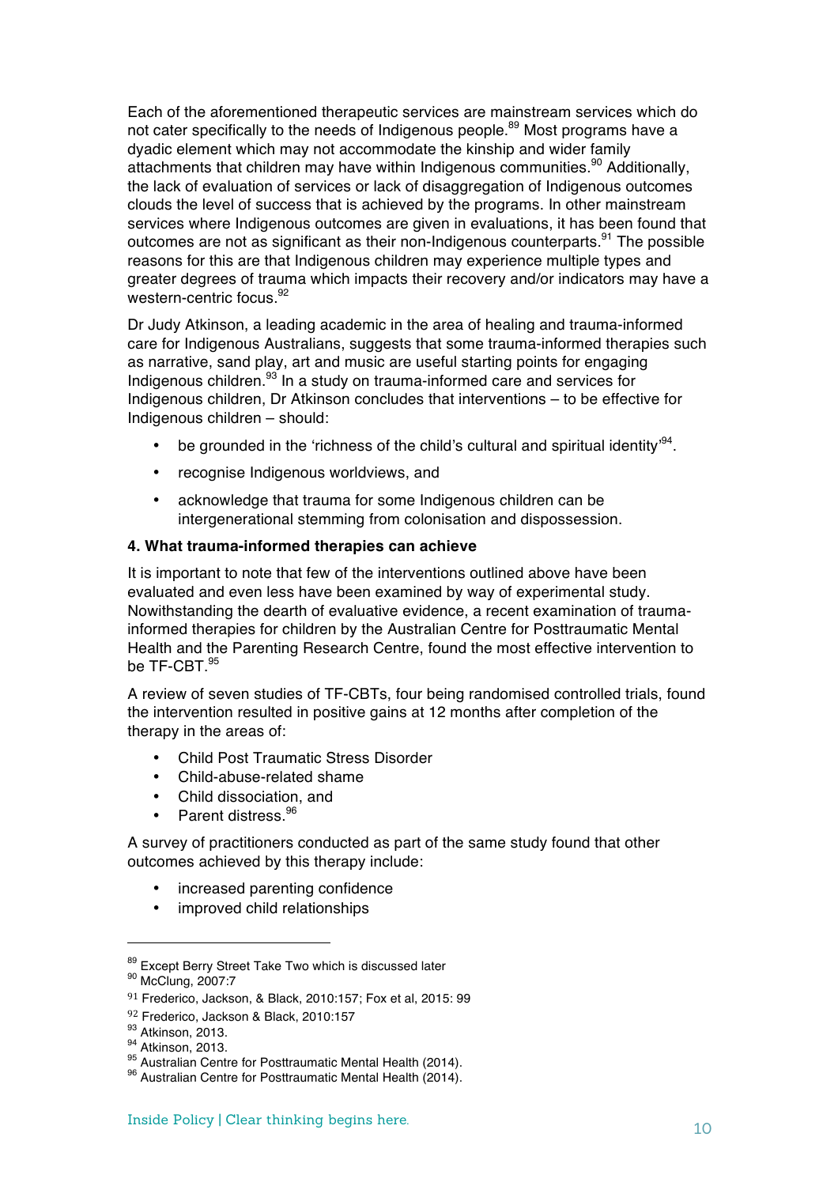Each of the aforementioned therapeutic services are mainstream services which do not cater specifically to the needs of Indigenous people.[89] Most programs have a dyadic element which may not accommodate the kinship and wider family attachments that children may have within Indigenous communities.[90] Additionally, the lack of evaluation of services or lack of disaggregation of Indigenous outcomes clouds the level of success that is achieved by the programs. In other mainstream services where Indigenous outcomes are given in evaluations, it has been found that outcomes are not as significant as their non-Indigenous counterparts.[91] The possible reasons for this are that Indigenous children may experience multiple types and greater degrees of trauma which impacts their recovery and/or indicators may have a western-centric focus.[92]

Dr Judy Atkinson, a leading academic in the area of healing and trauma-informed care for Indigenous Australians, suggests that some trauma-informed therapies such as narrative, sand play, art and music are useful starting points for engaging Indigenous children.[93] In a study on trauma-informed care and services for Indigenous children, Dr Atkinson concludes that interventions – to be effective for Indigenous children – should:

- be grounded in the 'richness of the child's cultural and spiritual identity'[94].
- recognise Indigenous worldviews, and
- acknowledge that trauma for some Indigenous children can be intergenerational stemming from colonisation and dispossession.

**4. What trauma-informed therapies can achieve**

It is important to note that few of the interventions outlined above have been evaluated and even less have been examined by way of experimental study. Nowithstanding the dearth of evaluative evidence, a recent examination of trauma-informed therapies for children by the Australian Centre for Posttraumatic Mental Health and the Parenting Research Centre, found the most effective intervention to be TF-CBT.[95]

A review of seven studies of TF-CBTs, four being randomised controlled trials, found the intervention resulted in positive gains at 12 months after completion of the therapy in the areas of:

- Child Post Traumatic Stress Disorder
- Child-abuse-related shame
- Child dissociation, and
- Parent distress.[96]

A survey of practitioners conducted as part of the same study found that other outcomes achieved by this therapy include:

- increased parenting confidence
- improved child relationships

---

[89] Except Berry Street Take Two which is discussed later
[90] McClung, 2007:7
[91] Frederico, Jackson, & Black, 2010:157; Fox et al, 2015: 99
[92] Frederico, Jackson & Black, 2010:157
[93] Atkinson, 2013.
[94] Atkinson, 2013.
[95] Australian Centre for Posttraumatic Mental Health (2014).
[96] Australian Centre for Posttraumatic Mental Health (2014).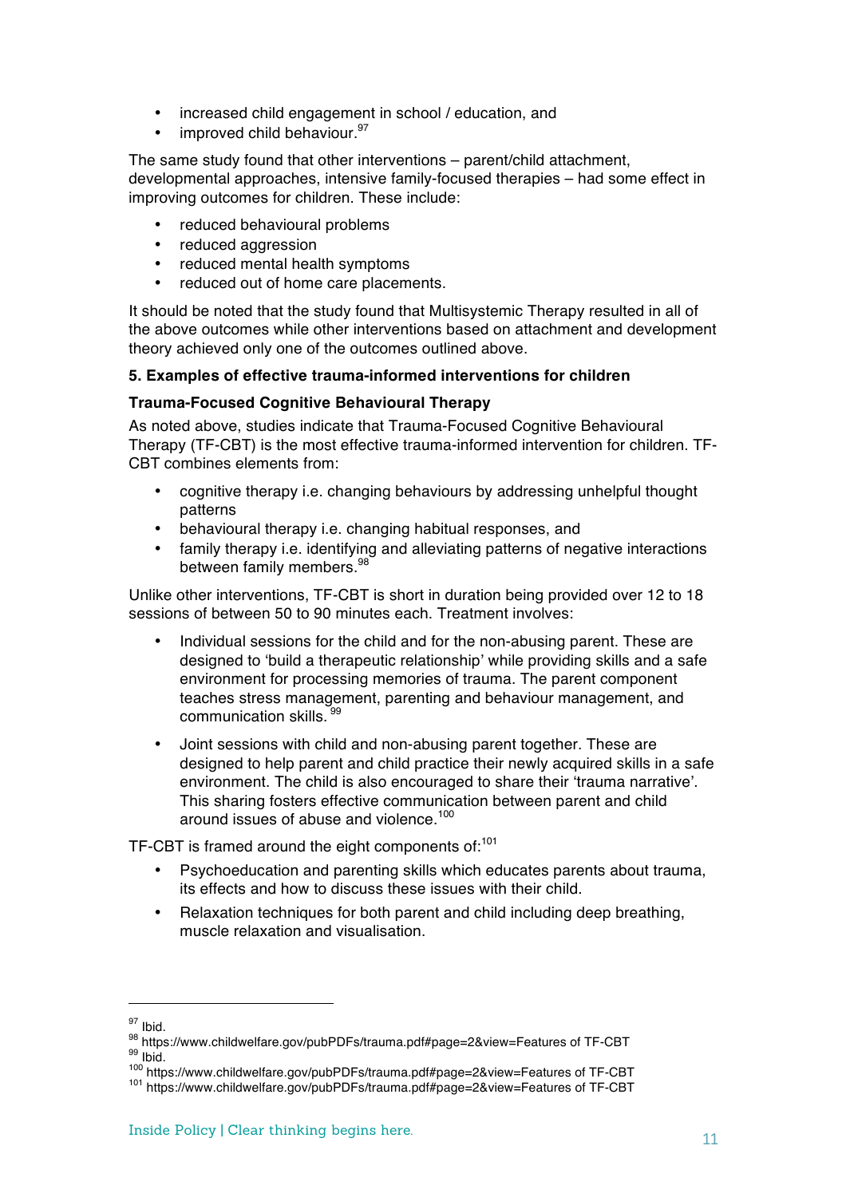- increased child engagement in school / education, and
- improved child behaviour.[97]

The same study found that other interventions – parent/child attachment, developmental approaches, intensive family-focused therapies – had some effect in improving outcomes for children. These include:

- reduced behavioural problems
- reduced aggression
- reduced mental health symptoms
- reduced out of home care placements.

It should be noted that the study found that Multisystemic Therapy resulted in all of the above outcomes while other interventions based on attachment and development theory achieved only one of the outcomes outlined above.

**5. Examples of effective trauma-informed interventions for children**

**Trauma-Focused Cognitive Behavioural Therapy**

As noted above, studies indicate that Trauma-Focused Cognitive Behavioural Therapy (TF-CBT) is the most effective trauma-informed intervention for children. TF-CBT combines elements from:

- cognitive therapy i.e. changing behaviours by addressing unhelpful thought patterns
- behavioural therapy i.e. changing habitual responses, and
- family therapy i.e. identifying and alleviating patterns of negative interactions between family members.[98]

Unlike other interventions, TF-CBT is short in duration being provided over 12 to 18 sessions of between 50 to 90 minutes each. Treatment involves:

- Individual sessions for the child and for the non-abusing parent. These are designed to 'build a therapeutic relationship' while providing skills and a safe environment for processing memories of trauma. The parent component teaches stress management, parenting and behaviour management, and communication skills.[99]

- Joint sessions with child and non-abusing parent together. These are designed to help parent and child practice their newly acquired skills in a safe environment. The child is also encouraged to share their 'trauma narrative'. This sharing fosters effective communication between parent and child around issues of abuse and violence.[100]

TF-CBT is framed around the eight components of:[101]

- Psychoeducation and parenting skills which educates parents about trauma, its effects and how to discuss these issues with their child.

- Relaxation techniques for both parent and child including deep breathing, muscle relaxation and visualisation.

---

[97] Ibid.
[98] https://www.childwelfare.gov/pubPDFs/trauma.pdf#page=2&view=Features of TF-CBT
[99] Ibid.
[100] https://www.childwelfare.gov/pubPDFs/trauma.pdf#page=2&view=Features of TF-CBT
[101] https://www.childwelfare.gov/pubPDFs/trauma.pdf#page=2&view=Features of TF-CBT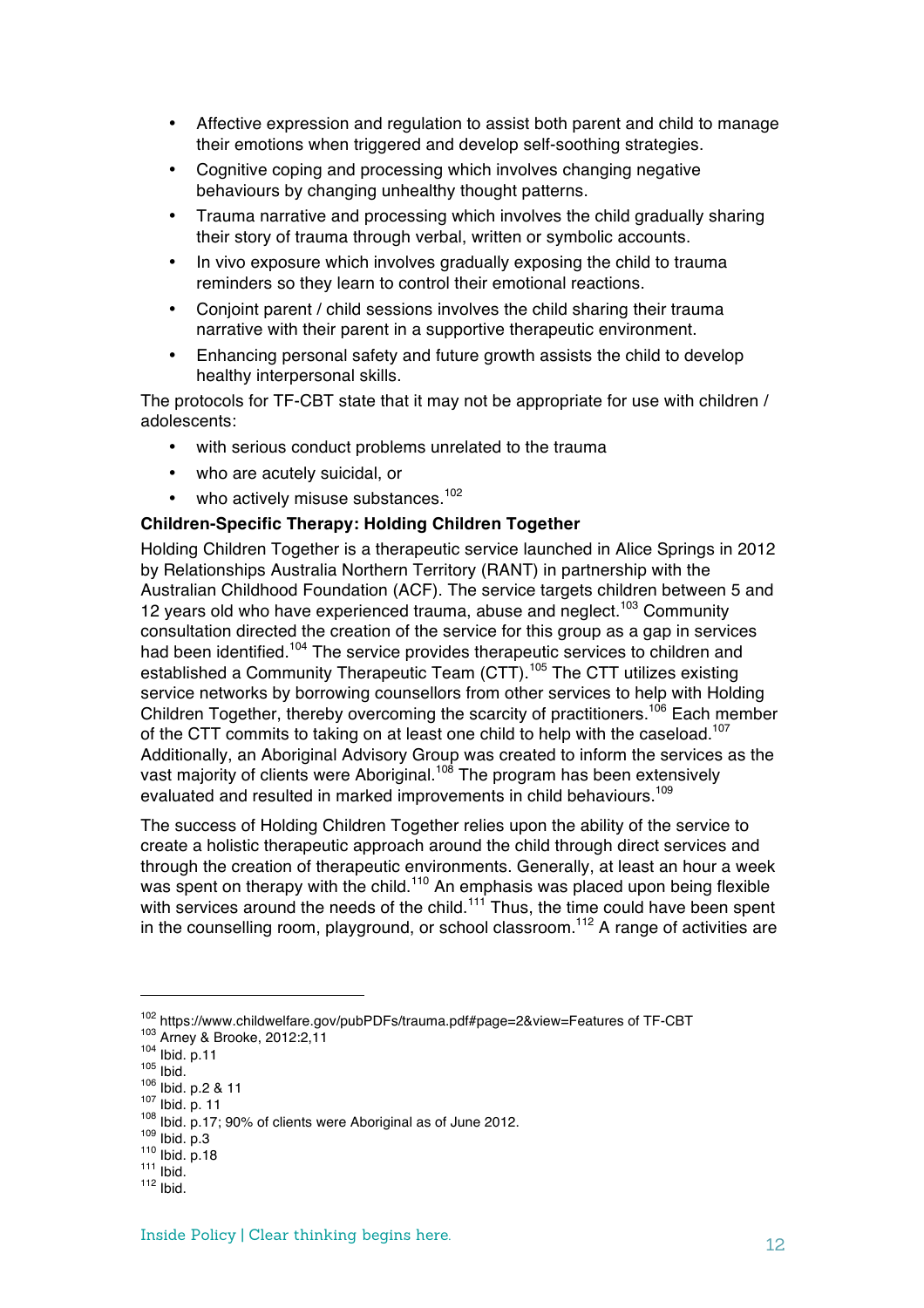- Affective expression and regulation to assist both parent and child to manage their emotions when triggered and develop self-soothing strategies.
- Cognitive coping and processing which involves changing negative behaviours by changing unhealthy thought patterns.
- Trauma narrative and processing which involves the child gradually sharing their story of trauma through verbal, written or symbolic accounts.
- In vivo exposure which involves gradually exposing the child to trauma reminders so they learn to control their emotional reactions.
- Conjoint parent / child sessions involves the child sharing their trauma narrative with their parent in a supportive therapeutic environment.
- Enhancing personal safety and future growth assists the child to develop healthy interpersonal skills.

The protocols for TF-CBT state that it may not be appropriate for use with children / adolescents:

- with serious conduct problems unrelated to the trauma
- who are acutely suicidal, or
- who actively misuse substances.[102]

**Children-Specific Therapy: Holding Children Together**

Holding Children Together is a therapeutic service launched in Alice Springs in 2012 by Relationships Australia Northern Territory (RANT) in partnership with the Australian Childhood Foundation (ACF). The service targets children between 5 and 12 years old who have experienced trauma, abuse and neglect.[103] Community consultation directed the creation of the service for this group as a gap in services had been identified.[104] The service provides therapeutic services to children and established a Community Therapeutic Team (CTT).[105] The CTT utilizes existing service networks by borrowing counsellors from other services to help with Holding Children Together, thereby overcoming the scarcity of practitioners.[106] Each member of the CTT commits to taking on at least one child to help with the caseload.[107] Additionally, an Aboriginal Advisory Group was created to inform the services as the vast majority of clients were Aboriginal.[108] The program has been extensively evaluated and resulted in marked improvements in child behaviours.[109]

The success of Holding Children Together relies upon the ability of the service to create a holistic therapeutic approach around the child through direct services and through the creation of therapeutic environments. Generally, at least an hour a week was spent on therapy with the child.[110] An emphasis was placed upon being flexible with services around the needs of the child.[111] Thus, the time could have been spent in the counselling room, playground, or school classroom.[112] A range of activities are

---

[102] https://www.childwelfare.gov/pubPDFs/trauma.pdf#page=2&view=Features of TF-CBT
[103] Arney & Brooke, 2012:2,11
[104] Ibid. p.11
[105] Ibid.
[106] Ibid. p.2 & 11
[107] Ibid. p. 11
[108] Ibid. p.17; 90% of clients were Aboriginal as of June 2012.
[109] Ibid. p.3
[110] Ibid. p.18
[111] Ibid.
[112] Ibid.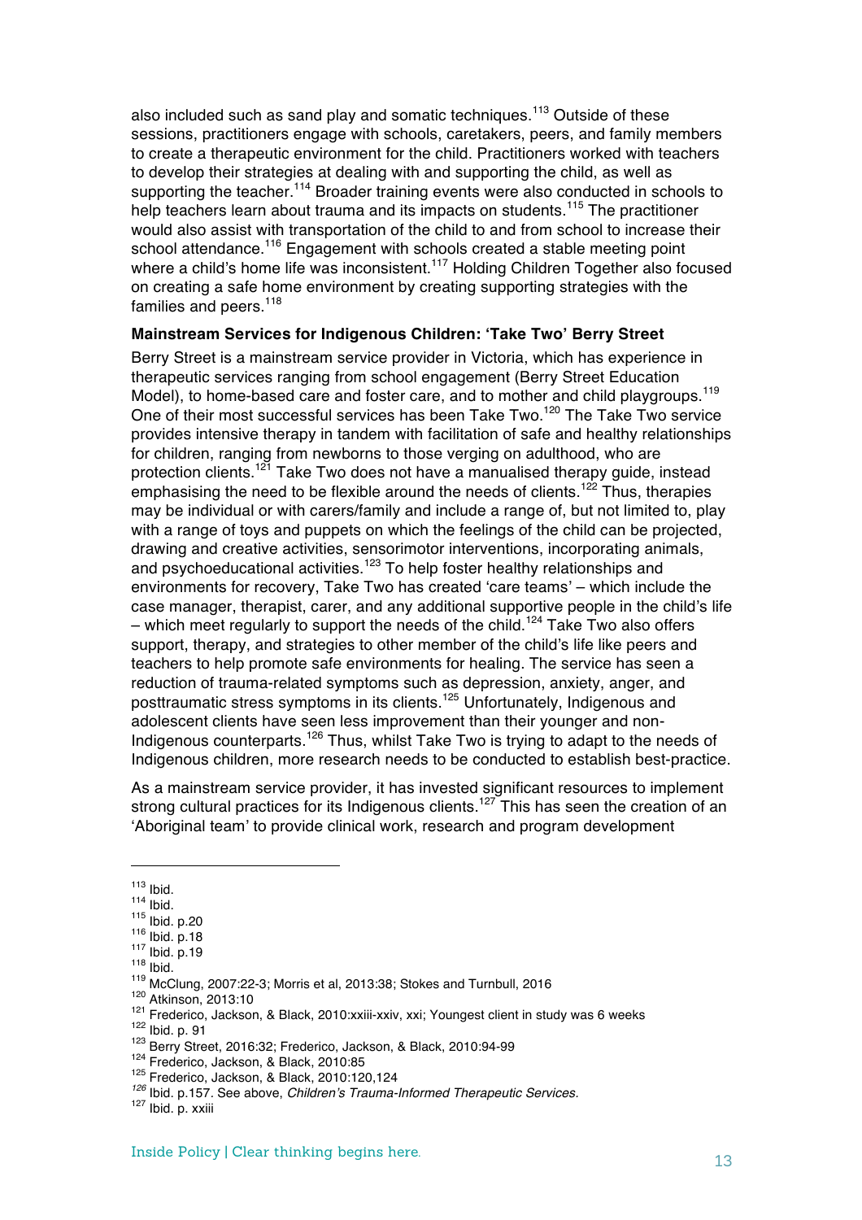also included such as sand play and somatic techniques.[113] Outside of these sessions, practitioners engage with schools, caretakers, peers, and family members to create a therapeutic environment for the child. Practitioners worked with teachers to develop their strategies at dealing with and supporting the child, as well as supporting the teacher.[114] Broader training events were also conducted in schools to help teachers learn about trauma and its impacts on students.[115] The practitioner would also assist with transportation of the child to and from school to increase their school attendance.[116] Engagement with schools created a stable meeting point where a child's home life was inconsistent.[117] Holding Children Together also focused on creating a safe home environment by creating supporting strategies with the families and peers.[118]

**Mainstream Services for Indigenous Children: 'Take Two' Berry Street**

Berry Street is a mainstream service provider in Victoria, which has experience in therapeutic services ranging from school engagement (Berry Street Education Model), to home-based care and foster care, and to mother and child playgroups.[119] One of their most successful services has been Take Two.[120] The Take Two service provides intensive therapy in tandem with facilitation of safe and healthy relationships for children, ranging from newborns to those verging on adulthood, who are protection clients.[121] Take Two does not have a manualised therapy guide, instead emphasising the need to be flexible around the needs of clients.[122] Thus, therapies may be individual or with carers/family and include a range of, but not limited to, play with a range of toys and puppets on which the feelings of the child can be projected, drawing and creative activities, sensorimotor interventions, incorporating animals, and psychoeducational activities.[123] To help foster healthy relationships and environments for recovery, Take Two has created 'care teams' – which include the case manager, therapist, carer, and any additional supportive people in the child's life – which meet regularly to support the needs of the child.[124] Take Two also offers support, therapy, and strategies to other member of the child's life like peers and teachers to help promote safe environments for healing. The service has seen a reduction of trauma-related symptoms such as depression, anxiety, anger, and posttraumatic stress symptoms in its clients.[125] Unfortunately, Indigenous and adolescent clients have seen less improvement than their younger and non-Indigenous counterparts.[126] Thus, whilst Take Two is trying to adapt to the needs of Indigenous children, more research needs to be conducted to establish best-practice.

As a mainstream service provider, it has invested significant resources to implement strong cultural practices for its Indigenous clients.[127] This has seen the creation of an 'Aboriginal team' to provide clinical work, research and program development

---

[113] Ibid.
[114] Ibid.
[115] Ibid. p.20
[116] Ibid. p.18
[117] Ibid. p.19
[118] Ibid.
[119] McClung, 2007:22-3; Morris et al, 2013:38; Stokes and Turnbull, 2016
[120] Atkinson, 2013:10
[121] Frederico, Jackson, & Black, 2010:xxiii-xxiv, xxi; Youngest client in study was 6 weeks
[122] Ibid. p. 91
[123] Berry Street, 2016:32; Frederico, Jackson, & Black, 2010:94-99
[124] Frederico, Jackson, & Black, 2010:85
[125] Frederico, Jackson, & Black, 2010:120,124
[126] Ibid. p.157. See above, *Children's Trauma-Informed Therapeutic Services.*
[127] Ibid. p. xxiii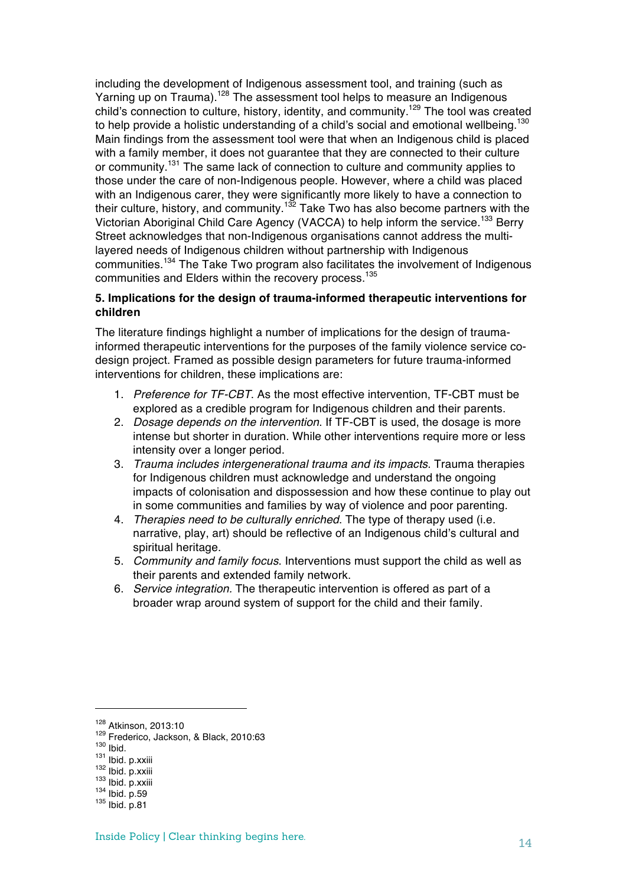including the development of Indigenous assessment tool, and training (such as Yarning up on Trauma).[128] The assessment tool helps to measure an Indigenous child's connection to culture, history, identity, and community.[129] The tool was created to help provide a holistic understanding of a child's social and emotional wellbeing.[130] Main findings from the assessment tool were that when an Indigenous child is placed with a family member, it does not guarantee that they are connected to their culture or community.[131] The same lack of connection to culture and community applies to those under the care of non-Indigenous people. However, where a child was placed with an Indigenous carer, they were significantly more likely to have a connection to their culture, history, and community.[132] Take Two has also become partners with the Victorian Aboriginal Child Care Agency (VACCA) to help inform the service.[133] Berry Street acknowledges that non-Indigenous organisations cannot address the multi-layered needs of Indigenous children without partnership with Indigenous communities.[134] The Take Two program also facilitates the involvement of Indigenous communities and Elders within the recovery process.[135]

**5. Implications for the design of trauma-informed therapeutic interventions for children**

The literature findings highlight a number of implications for the design of trauma-informed therapeutic interventions for the purposes of the family violence service co-design project. Framed as possible design parameters for future trauma-informed interventions for children, these implications are:

1. *Preference for TF-CBT*. As the most effective intervention, TF-CBT must be explored as a credible program for Indigenous children and their parents.
2. *Dosage depends on the intervention*. If TF-CBT is used, the dosage is more intense but shorter in duration. While other interventions require more or less intensity over a longer period.
3. *Trauma includes intergenerational trauma and its impacts*. Trauma therapies for Indigenous children must acknowledge and understand the ongoing impacts of colonisation and dispossession and how these continue to play out in some communities and families by way of violence and poor parenting.
4. *Therapies need to be culturally enriched*. The type of therapy used (i.e. narrative, play, art) should be reflective of an Indigenous child's cultural and spiritual heritage.
5. *Community and family focus*. Interventions must support the child as well as their parents and extended family network.
6. *Service integration.* The therapeutic intervention is offered as part of a broader wrap around system of support for the child and their family.

---

[128] Atkinson, 2013:10
[129] Frederico, Jackson, & Black, 2010:63
[130] Ibid.
[131] Ibid. p.xxiii
[132] Ibid. p.xxiii
[133] Ibid. p.xxiii
[134] Ibid. p.59
[135] Ibid. p.81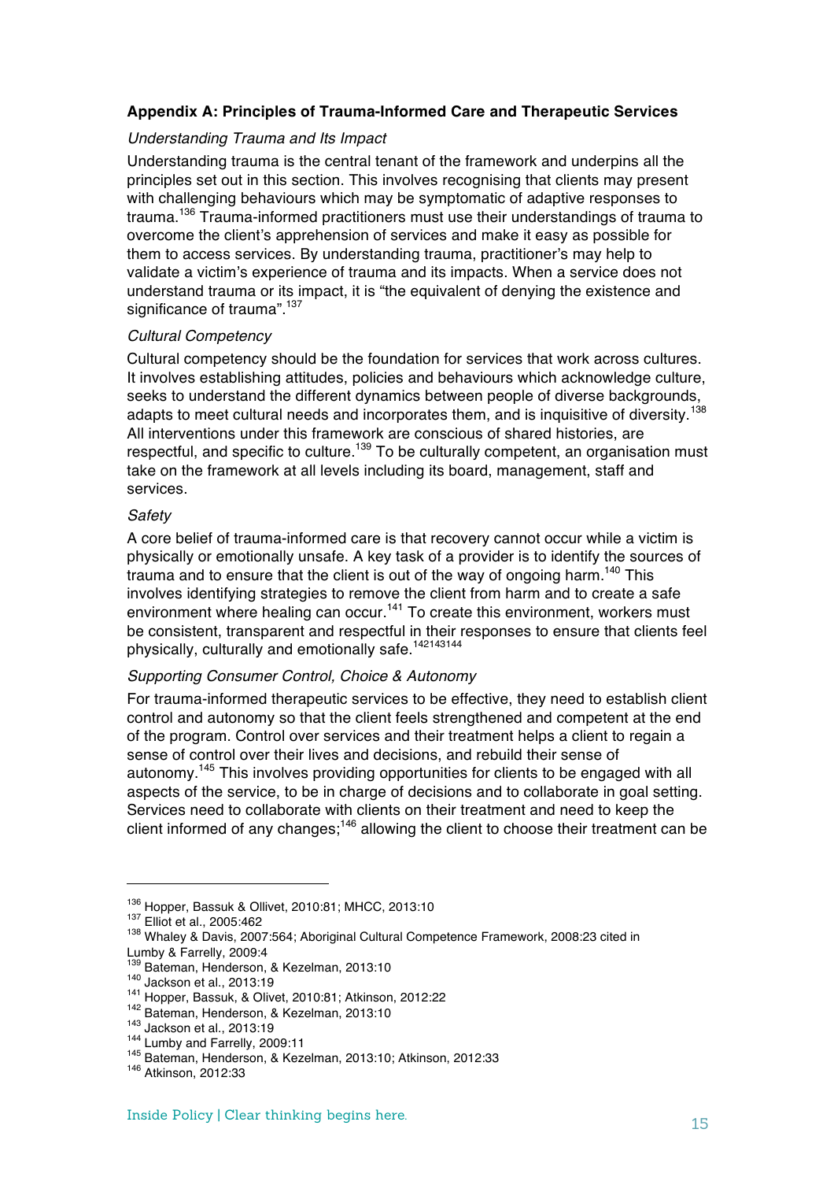### Appendix A: Principles of Trauma-Informed Care and Therapeutic Services

*Understanding Trauma and Its Impact*

Understanding trauma is the central tenant of the framework and underpins all the principles set out in this section. This involves recognising that clients may present with challenging behaviours which may be symptomatic of adaptive responses to trauma.[136] Trauma-informed practitioners must use their understandings of trauma to overcome the client's apprehension of services and make it easy as possible for them to access services. By understanding trauma, practitioner's may help to validate a victim's experience of trauma and its impacts. When a service does not understand trauma or its impact, it is "the equivalent of denying the existence and significance of trauma".[137]

*Cultural Competency*

Cultural competency should be the foundation for services that work across cultures. It involves establishing attitudes, policies and behaviours which acknowledge culture, seeks to understand the different dynamics between people of diverse backgrounds, adapts to meet cultural needs and incorporates them, and is inquisitive of diversity.[138] All interventions under this framework are conscious of shared histories, are respectful, and specific to culture.[139] To be culturally competent, an organisation must take on the framework at all levels including its board, management, staff and services.

*Safety*

A core belief of trauma-informed care is that recovery cannot occur while a victim is physically or emotionally unsafe. A key task of a provider is to identify the sources of trauma and to ensure that the client is out of the way of ongoing harm.[140] This involves identifying strategies to remove the client from harm and to create a safe environment where healing can occur.[141] To create this environment, workers must be consistent, transparent and respectful in their responses to ensure that clients feel physically, culturally and emotionally safe.[142][143][144]

*Supporting Consumer Control, Choice & Autonomy*

For trauma-informed therapeutic services to be effective, they need to establish client control and autonomy so that the client feels strengthened and competent at the end of the program. Control over services and their treatment helps a client to regain a sense of control over their lives and decisions, and rebuild their sense of autonomy.[145] This involves providing opportunities for clients to be engaged with all aspects of the service, to be in charge of decisions and to collaborate in goal setting. Services need to collaborate with clients on their treatment and need to keep the client informed of any changes;[146] allowing the client to choose their treatment can be

---

[136] Hopper, Bassuk & Ollivet, 2010:81; MHCC, 2013:10
[137] Elliot et al., 2005:462
[138] Whaley & Davis, 2007:564; Aboriginal Cultural Competence Framework, 2008:23 cited in Lumby & Farrelly, 2009:4
[139] Bateman, Henderson, & Kezelman, 2013:10
[140] Jackson et al., 2013:19
[141] Hopper, Bassuk, & Olivet, 2010:81; Atkinson, 2012:22
[142] Bateman, Henderson, & Kezelman, 2013:10
[143] Jackson et al., 2013:19
[144] Lumby and Farrelly, 2009:11
[145] Bateman, Henderson, & Kezelman, 2013:10; Atkinson, 2012:33
[146] Atkinson, 2012:33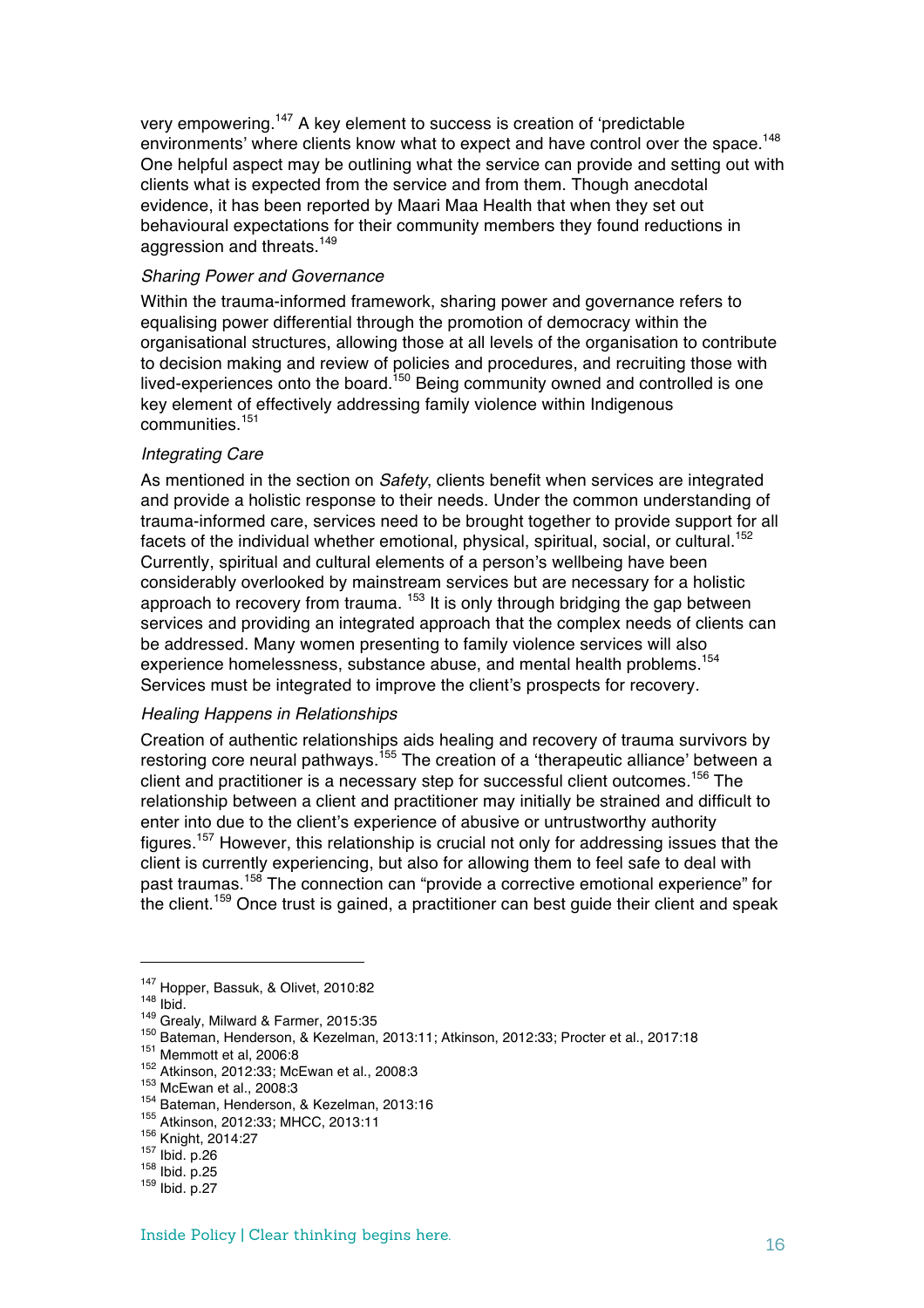very empowering.[147] A key element to success is creation of 'predictable environments' where clients know what to expect and have control over the space.[148] One helpful aspect may be outlining what the service can provide and setting out with clients what is expected from the service and from them. Though anecdotal evidence, it has been reported by Maari Maa Health that when they set out behavioural expectations for their community members they found reductions in aggression and threats.[149]

*Sharing Power and Governance*

Within the trauma-informed framework, sharing power and governance refers to equalising power differential through the promotion of democracy within the organisational structures, allowing those at all levels of the organisation to contribute to decision making and review of policies and procedures, and recruiting those with lived-experiences onto the board.[150] Being community owned and controlled is one key element of effectively addressing family violence within Indigenous communities.[151]

*Integrating Care*

As mentioned in the section on *Safety*, clients benefit when services are integrated and provide a holistic response to their needs. Under the common understanding of trauma-informed care, services need to be brought together to provide support for all facets of the individual whether emotional, physical, spiritual, social, or cultural.[152] Currently, spiritual and cultural elements of a person's wellbeing have been considerably overlooked by mainstream services but are necessary for a holistic approach to recovery from trauma. [153] It is only through bridging the gap between services and providing an integrated approach that the complex needs of clients can be addressed. Many women presenting to family violence services will also experience homelessness, substance abuse, and mental health problems.[154] Services must be integrated to improve the client's prospects for recovery.

*Healing Happens in Relationships*

Creation of authentic relationships aids healing and recovery of trauma survivors by restoring core neural pathways.[155] The creation of a 'therapeutic alliance' between a client and practitioner is a necessary step for successful client outcomes.[156] The relationship between a client and practitioner may initially be strained and difficult to enter into due to the client's experience of abusive or untrustworthy authority figures.[157] However, this relationship is crucial not only for addressing issues that the client is currently experiencing, but also for allowing them to feel safe to deal with past traumas.[158] The connection can "provide a corrective emotional experience" for the client.[159] Once trust is gained, a practitioner can best guide their client and speak

---

[147] Hopper, Bassuk, & Olivet, 2010:82
[148] Ibid.
[149] Grealy, Milward & Farmer, 2015:35
[150] Bateman, Henderson, & Kezelman, 2013:11; Atkinson, 2012:33; Procter et al., 2017:18
[151] Memmott et al, 2006:8
[152] Atkinson, 2012:33; McEwan et al., 2008:3
[153] McEwan et al., 2008:3
[154] Bateman, Henderson, & Kezelman, 2013:16
[155] Atkinson, 2012:33; MHCC, 2013:11
[156] Knight, 2014:27
[157] Ibid. p.26
[158] Ibid. p.25
[159] Ibid. p.27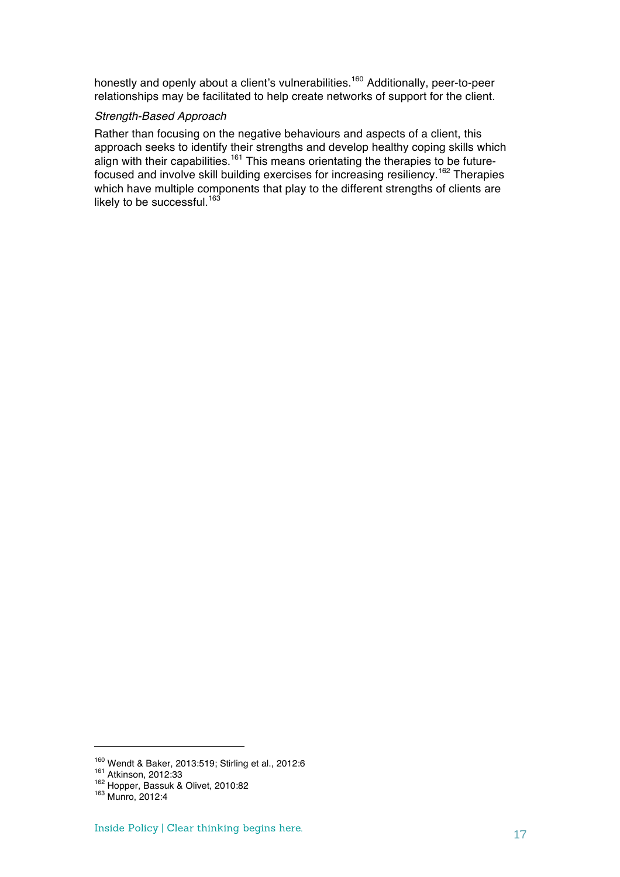honestly and openly about a client's vulnerabilities.[160] Additionally, peer-to-peer relationships may be facilitated to help create networks of support for the client.

*Strength-Based Approach*

Rather than focusing on the negative behaviours and aspects of a client, this approach seeks to identify their strengths and develop healthy coping skills which align with their capabilities.[161] This means orientating the therapies to be future-focused and involve skill building exercises for increasing resiliency.[162] Therapies which have multiple components that play to the different strengths of clients are likely to be successful.[163]

---

[160] Wendt & Baker, 2013:519; Stirling et al., 2012:6

[161] Atkinson, 2012:33

[162] Hopper, Bassuk & Olivet, 2010:82

[163] Munro, 2012:4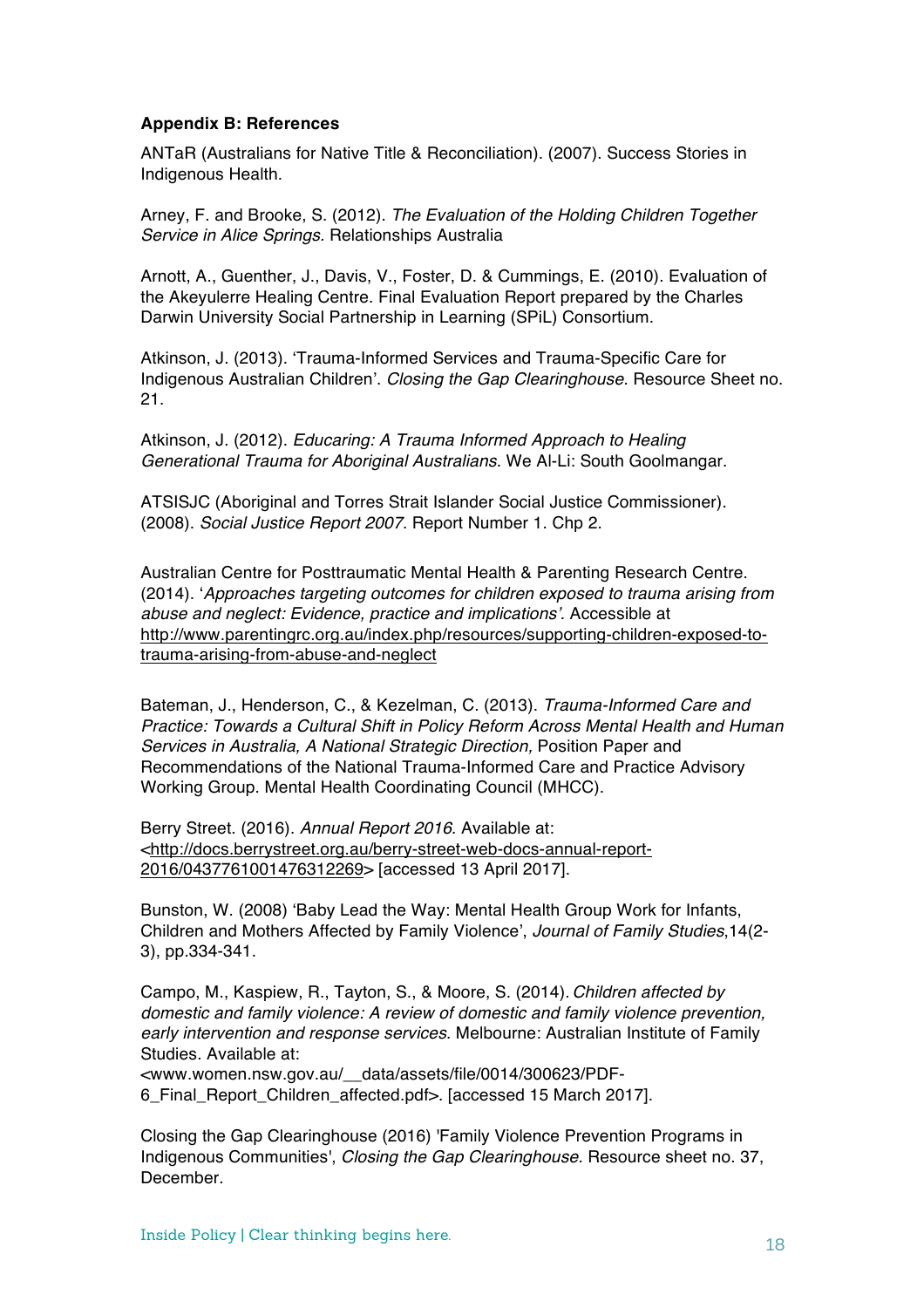**Appendix B: References**

ANTaR (Australians for Native Title & Reconciliation). (2007). Success Stories in Indigenous Health.

Arney, F. and Brooke, S. (2012). *The Evaluation of the Holding Children Together Service in Alice Springs.* Relationships Australia

Arnott, A., Guenther, J., Davis, V., Foster, D. & Cummings, E. (2010). Evaluation of the Akeyulerre Healing Centre. Final Evaluation Report prepared by the Charles Darwin University Social Partnership in Learning (SPiL) Consortium.

Atkinson, J. (2013). 'Trauma-Informed Services and Trauma-Specific Care for Indigenous Australian Children'. *Closing the Gap Clearinghouse.* Resource Sheet no. 21.

Atkinson, J. (2012). *Educaring: A Trauma Informed Approach to Healing Generational Trauma for Aboriginal Australians*. We Al-Li: South Goolmangar.

ATSISJC (Aboriginal and Torres Strait Islander Social Justice Commissioner). (2008). *Social Justice Report 2007*. Report Number 1. Chp 2.

Australian Centre for Posttraumatic Mental Health & Parenting Research Centre. (2014). '*Approaches targeting outcomes for children exposed to trauma arising from abuse and neglect: Evidence, practice and implications'*. Accessible at http://www.parentingrc.org.au/index.php/resources/supporting-children-exposed-to-trauma-arising-from-abuse-and-neglect

Bateman, J., Henderson, C., & Kezelman, C. (2013). *Trauma-Informed Care and Practice: Towards a Cultural Shift in Policy Reform Across Mental Health and Human Services in Australia, A National Strategic Direction,* Position Paper and Recommendations of the National Trauma-Informed Care and Practice Advisory Working Group. Mental Health Coordinating Council (MHCC).

Berry Street. (2016). *Annual Report 2016*. Available at: <http://docs.berrystreet.org.au/berry-street-web-docs-annual-report-2016/04377610014763122 69> [accessed 13 April 2017].

Bunston, W. (2008) 'Baby Lead the Way: Mental Health Group Work for Infants, Children and Mothers Affected by Family Violence', *Journal of Family Studies*,14(2-3), pp.334-341.

Campo, M., Kaspiew, R., Tayton, S., & Moore, S. (2014). *Children affected by domestic and family violence: A review of domestic and family violence prevention, early intervention and response services*. Melbourne: Australian Institute of Family Studies. Available at: <www.women.nsw.gov.au/__data/assets/file/0014/300623/PDF-6_Final_Report_Children_affected.pdf>. [accessed 15 March 2017].

Closing the Gap Clearinghouse (2016) 'Family Violence Prevention Programs in Indigenous Communities', *Closing the Gap Clearinghouse*. Resource sheet no. 37, December.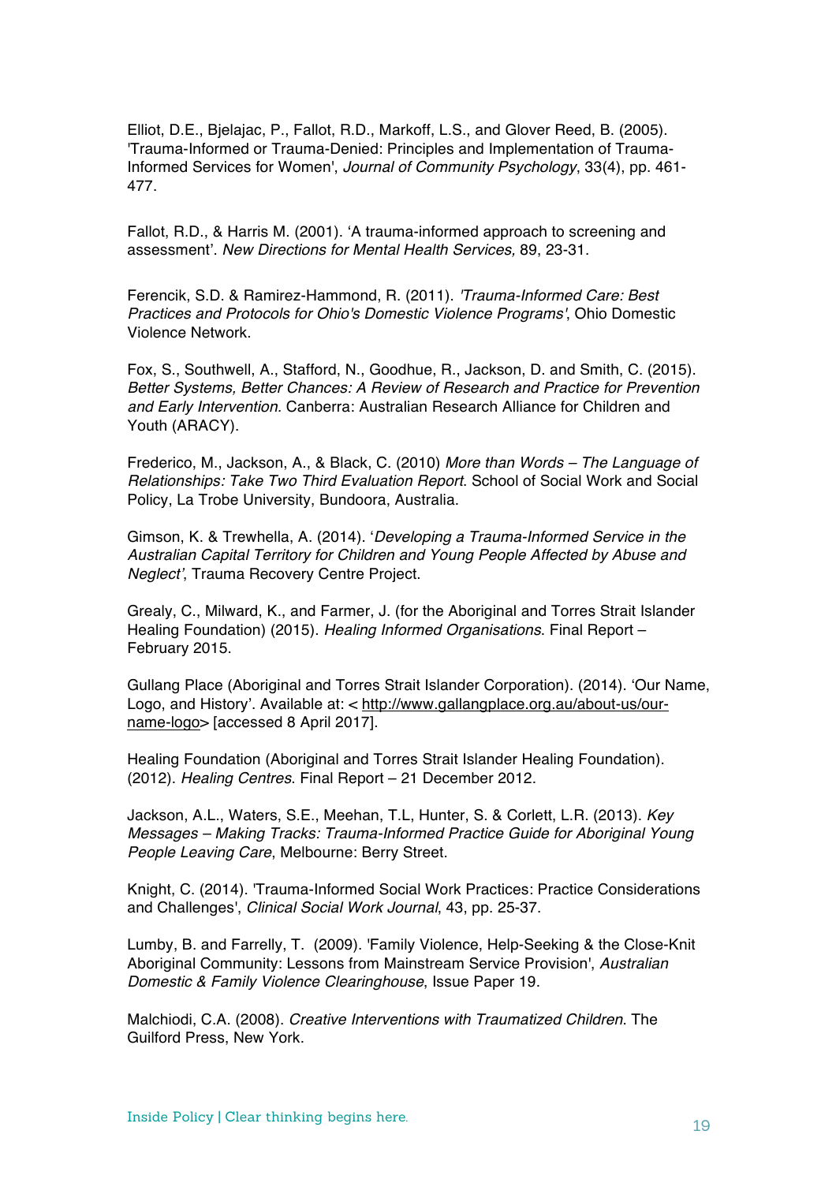Elliot, D.E., Bjelajac, P., Fallot, R.D., Markoff, L.S., and Glover Reed, B. (2005). 'Trauma-Informed or Trauma-Denied: Principles and Implementation of Trauma-Informed Services for Women', *Journal of Community Psychology*, 33(4), pp. 461-477.

Fallot, R.D., & Harris M. (2001). 'A trauma-informed approach to screening and assessment'. *New Directions for Mental Health Services,* 89, 23-31.

Ferencik, S.D. & Ramirez-Hammond, R. (2011). *'Trauma-Informed Care: Best Practices and Protocols for Ohio's Domestic Violence Programs'*, Ohio Domestic Violence Network.

Fox, S., Southwell, A., Stafford, N., Goodhue, R., Jackson, D. and Smith, C. (2015). *Better Systems, Better Chances: A Review of Research and Practice for Prevention and Early Intervention.* Canberra: Australian Research Alliance for Children and Youth (ARACY).

Frederico, M., Jackson, A., & Black, C. (2010) *More than Words – The Language of Relationships: Take Two Third Evaluation Report*. School of Social Work and Social Policy, La Trobe University, Bundoora, Australia.

Gimson, K. & Trewhella, A. (2014). '*Developing a Trauma-Informed Service in the Australian Capital Territory for Children and Young People Affected by Abuse and Neglect'*, Trauma Recovery Centre Project.

Grealy, C., Milward, K., and Farmer, J. (for the Aboriginal and Torres Strait Islander Healing Foundation) (2015). *Healing Informed Organisations*. Final Report – February 2015.

Gullang Place (Aboriginal and Torres Strait Islander Corporation). (2014). 'Our Name, Logo, and History'. Available at: < http://www.gallangplace.org.au/about-us/our-name-logo> [accessed 8 April 2017].

Healing Foundation (Aboriginal and Torres Strait Islander Healing Foundation). (2012). *Healing Centres*. Final Report – 21 December 2012.

Jackson, A.L., Waters, S.E., Meehan, T.L, Hunter, S. & Corlett, L.R. (2013). *Key Messages – Making Tracks: Trauma-Informed Practice Guide for Aboriginal Young People Leaving Care*, Melbourne: Berry Street.

Knight, C. (2014). 'Trauma-Informed Social Work Practices: Practice Considerations and Challenges', *Clinical Social Work Journal*, 43, pp. 25-37.

Lumby, B. and Farrelly, T. (2009). 'Family Violence, Help-Seeking & the Close-Knit Aboriginal Community: Lessons from Mainstream Service Provision', *Australian Domestic & Family Violence Clearinghouse*, Issue Paper 19.

Malchiodi, C.A. (2008). *Creative Interventions with Traumatized Children*. The Guilford Press, New York.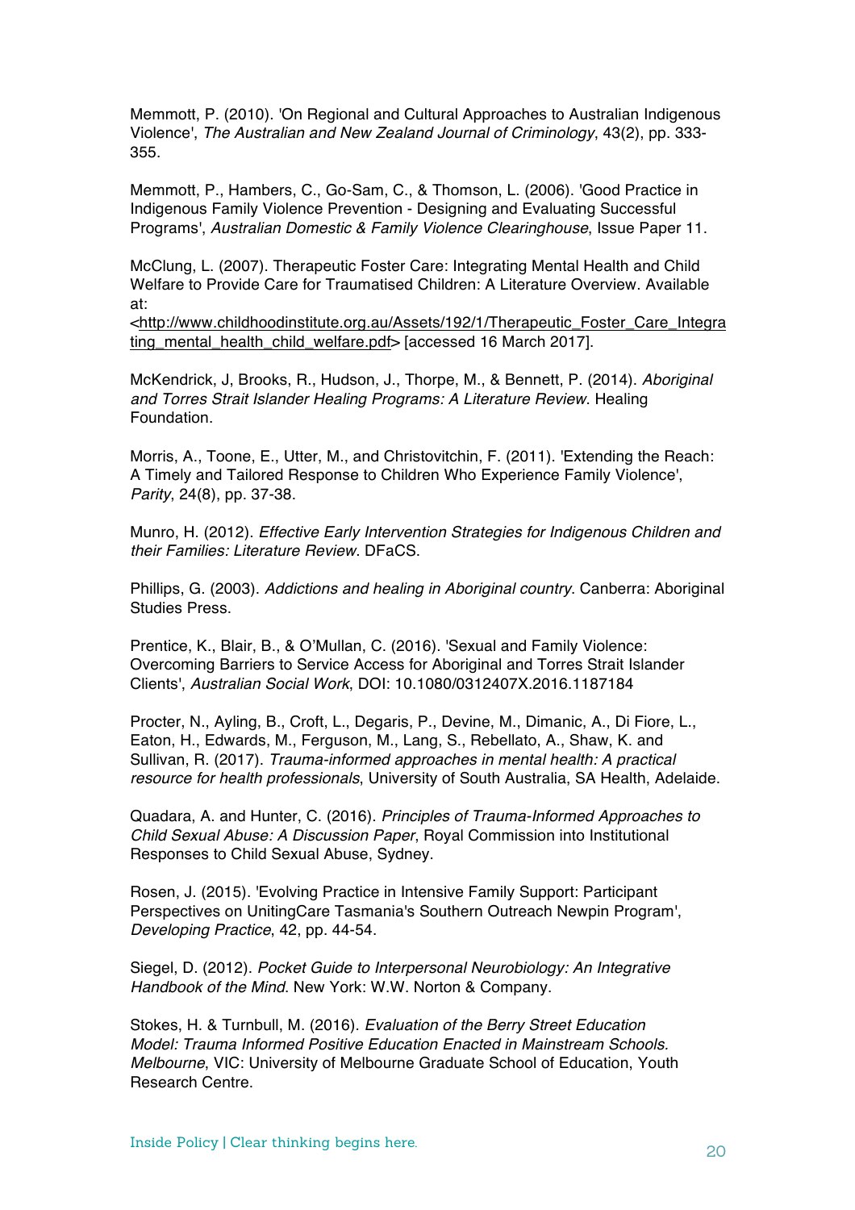Memmott, P. (2010). 'On Regional and Cultural Approaches to Australian Indigenous Violence', *The Australian and New Zealand Journal of Criminology*, 43(2), pp. 333-355.

Memmott, P., Hambers, C., Go-Sam, C., & Thomson, L. (2006). 'Good Practice in Indigenous Family Violence Prevention - Designing and Evaluating Successful Programs', *Australian Domestic & Family Violence Clearinghouse*, Issue Paper 11.

McClung, L. (2007). Therapeutic Foster Care: Integrating Mental Health and Child Welfare to Provide Care for Traumatised Children: A Literature Overview. Available at: <http://www.childhoodinstitute.org.au/Assets/192/1/Therapeutic_Foster_Care_Integrating_mental_health_child_welfare.pdf> [accessed 16 March 2017].

McKendrick, J, Brooks, R., Hudson, J., Thorpe, M., & Bennett, P. (2014). *Aboriginal and Torres Strait Islander Healing Programs: A Literature Review*. Healing Foundation.

Morris, A., Toone, E., Utter, M., and Christovitchin, F. (2011). 'Extending the Reach: A Timely and Tailored Response to Children Who Experience Family Violence', *Parity*, 24(8), pp. 37-38.

Munro, H. (2012). *Effective Early Intervention Strategies for Indigenous Children and their Families: Literature Review*. DFaCS.

Phillips, G. (2003). *Addictions and healing in Aboriginal country*. Canberra: Aboriginal Studies Press.

Prentice, K., Blair, B., & O'Mullan, C. (2016). 'Sexual and Family Violence: Overcoming Barriers to Service Access for Aboriginal and Torres Strait Islander Clients', *Australian Social Work*, DOI: 10.1080/0312407X.2016.1187184

Procter, N., Ayling, B., Croft, L., Degaris, P., Devine, M., Dimanic, A., Di Fiore, L., Eaton, H., Edwards, M., Ferguson, M., Lang, S., Rebellato, A., Shaw, K. and Sullivan, R. (2017). *Trauma-informed approaches in mental health: A practical resource for health professionals*, University of South Australia, SA Health, Adelaide.

Quadara, A. and Hunter, C. (2016). *Principles of Trauma-Informed Approaches to Child Sexual Abuse: A Discussion Paper*, Royal Commission into Institutional Responses to Child Sexual Abuse, Sydney.

Rosen, J. (2015). 'Evolving Practice in Intensive Family Support: Participant Perspectives on UnitingCare Tasmania's Southern Outreach Newpin Program', *Developing Practice*, 42, pp. 44-54.

Siegel, D. (2012). *Pocket Guide to Interpersonal Neurobiology: An Integrative Handbook of the Mind*. New York: W.W. Norton & Company.

Stokes, H. & Turnbull, M. (2016). *Evaluation of the Berry Street Education Model: Trauma Informed Positive Education Enacted in Mainstream Schools. Melbourne*, VIC: University of Melbourne Graduate School of Education, Youth Research Centre.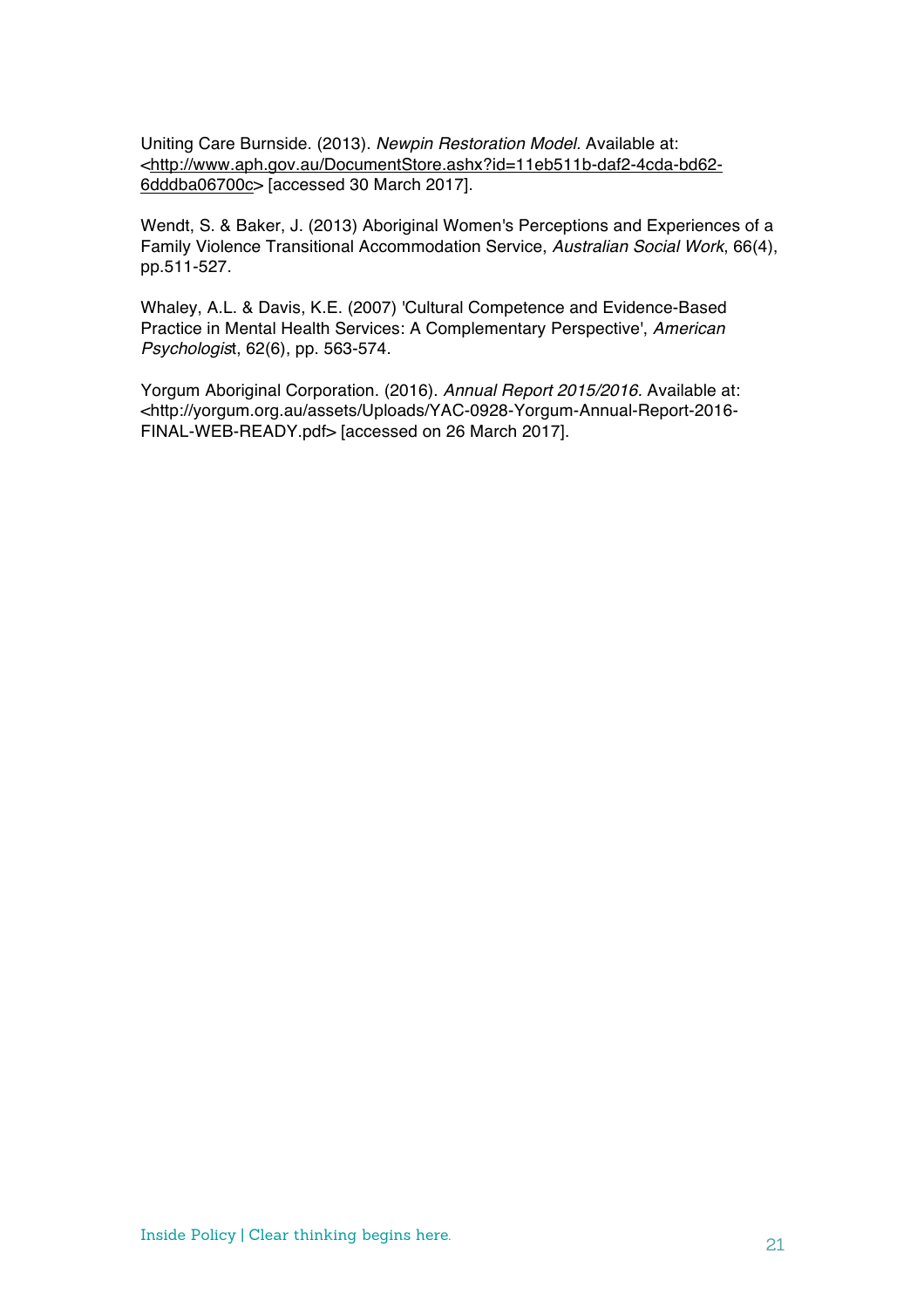Uniting Care Burnside. (2013). *Newpin Restoration Model.* Available at: <http://www.aph.gov.au/DocumentStore.ashx?id=11eb511b-daf2-4cda-bd62-6dddba06700c> [accessed 30 March 2017].

Wendt, S. & Baker, J. (2013) Aboriginal Women's Perceptions and Experiences of a Family Violence Transitional Accommodation Service, *Australian Social Work*, 66(4), pp.511-527.

Whaley, A.L. & Davis, K.E. (2007) 'Cultural Competence and Evidence-Based Practice in Mental Health Services: A Complementary Perspective', *American Psychologis*t, 62(6), pp. 563-574.

Yorgum Aboriginal Corporation. (2016). *Annual Report 2015/2016.* Available at: <http://yorgum.org.au/assets/Uploads/YAC-0928-Yorgum-Annual-Report-2016-FINAL-WEB-READY.pdf> [accessed on 26 March 2017].